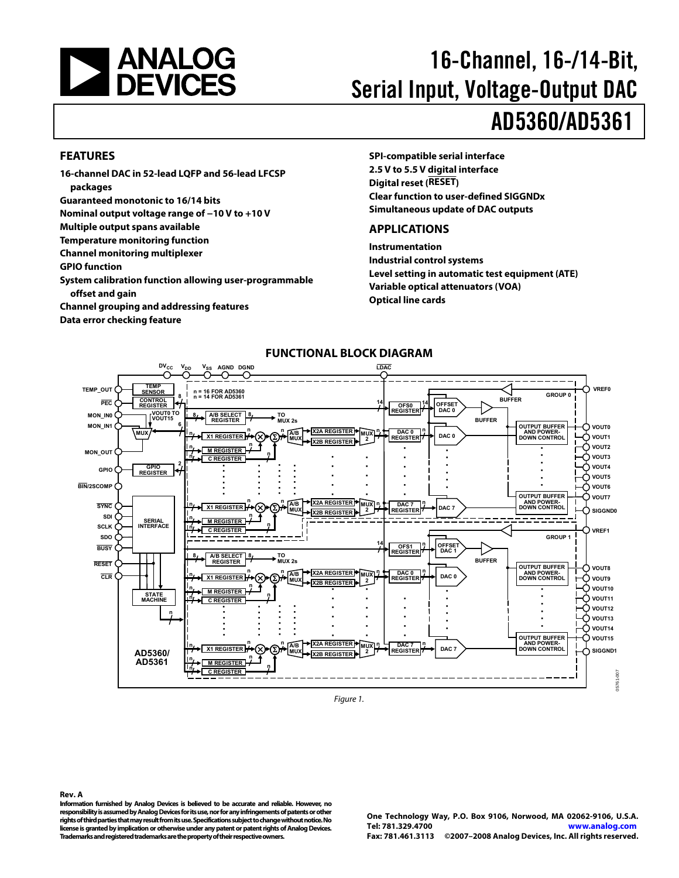# 16-Channel, 16-/14-Bit, Serial Input, Voltage-Output DAC

# AD5360/AD5361

## FEATURES

- 16-channel DAC in 52-lead LQFP and 56-lead LFCSP packages
- Guaranteed monotonic to 16/14 bits
- Nominal output voltage range of −10 V to +10 V
- Multiple output spans available
- Temperature monitoring function
- Channel monitoring multiplexer
- GPIO function
- System calibration function allowing user-programmable offset and gain
- Channel grouping and addressing features
- Data error checking feature
- SPI-compatible serial interface
- 2.5 V to 5.5 V digital interface
- Digital reset (RESET)
- Clear function to user-defined SIGGNDx
- Simultaneous update of DAC outputs

## APPLICATIONS

- Instrumentation
- Industrial control systems
- Level setting in automatic test equipment (ATE)
- Variable optical attenuators (VOA)
- Optical line cards

## FUNCTIONAL BLOCK DIAGRAM

Figure 1.

**Rev. A**

**Information furnished by Analog Devices is believed to be accurate and reliable. However, no responsibility is assumed by Analog Devices for its use, nor for any infringements of patents or other rights of third parties that may result from its use. Specifications subject to change without notice. No license is granted by implication or otherwise under any patent or patent rights of Analog Devices. Trademarks and registered trademarks are the property of their respective owners.**

One Technology Way, P.O. Box 9106, Norwood, MA 02062-9106, U.S.A.
Tel: 781.329.4700 www.analog.com
Fax: 781.461.3113 ©2007–2008 Analog Devices, Inc. All rights reserved.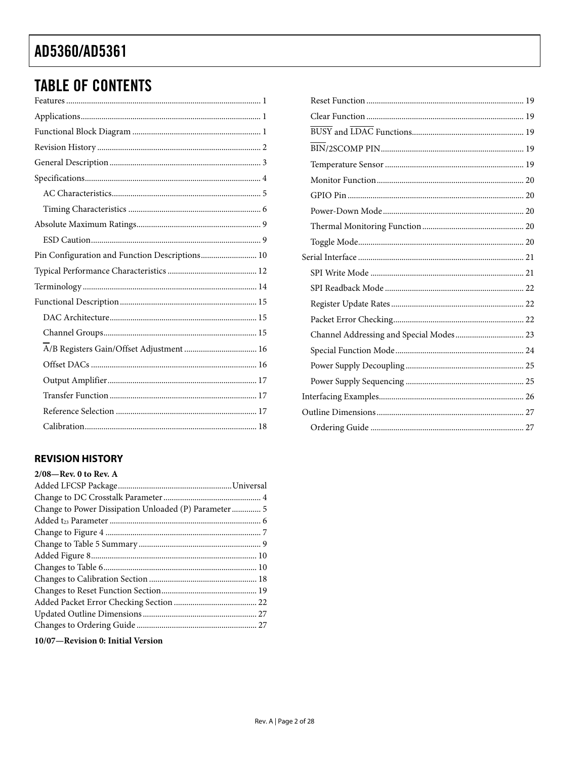## TABLE OF CONTENTS

Features ............................................................................................ 1
Applications...................................................................................... 1
Functional Block Diagram ............................................................. 1
Revision History .............................................................................. 2
General Description ........................................................................ 3
Specifications.................................................................................... 4
  AC Characteristics....................................................................... 5
  Timing Characteristics ............................................................... 6
Absolute Maximum Ratings........................................................... 9
  ESD Caution................................................................................. 9
Pin Configuration and Function Descriptions........................... 10
Typical Performance Characteristics ........................................... 12
Terminology .................................................................................... 14
Functional Description .................................................................. 15
  DAC Architecture...................................................................... 15
  Channel Groups......................................................................... 15
  A/B Registers Gain/Offset Adjustment .................................. 16
  Offset DACs ............................................................................... 16
  Output Amplifier....................................................................... 17
  Transfer Function ...................................................................... 17
  Reference Selection ................................................................... 17
  Calibration.................................................................................. 18
  Reset Function ........................................................................... 19
  Clear Function ........................................................................... 19
  BUSY and LDAC Functions..................................................... 19
  BIN/2SCOMP PIN.................................................................... 19
  Temperature Sensor .................................................................. 19
  Monitor Function...................................................................... 20
  GPIO Pin .................................................................................... 20
  Power-Down Mode ................................................................... 20
  Thermal Monitoring Function ................................................ 20
  Toggle Mode............................................................................... 20
Serial Interface ............................................................................... 21
  SPI Write Mode ......................................................................... 21
  SPI Readback Mode .................................................................. 22
  Register Update Rates ............................................................... 22
  Packet Error Checking.............................................................. 22
  Channel Addressing and Special Modes ................................ 23
  Special Function Mode............................................................. 24
  Power Supply Decoupling ........................................................ 25
  Power Supply Sequencing ........................................................ 25
Interfacing Examples..................................................................... 26
Outline Dimensions ...................................................................... 27
  Ordering Guide ......................................................................... 27

### REVISION HISTORY

**2/08—Rev. 0 to Rev. A**

Added LFCSP Package......................................................Universal
Change to DC Crosstalk Parameter .............................................. 4
Change to Power Dissipation Unloaded (P) Parameter ............. 5
Added $t_{23}$ Parameter ......................................................................... 6
Change to Figure 4 .......................................................................... 7
Change to Table 5 Summary .......................................................... 9
Added Figure 8............................................................................... 10
Changes to Table 6......................................................................... 10
Changes to Calibration Section .................................................... 18
Changes to Reset Function Section............................................. 19
Added Packet Error Checking Section ........................................ 22
Updated Outline Dimensions ....................................................... 27
Changes to Ordering Guide .......................................................... 27

**10/07—Revision 0: Initial Version**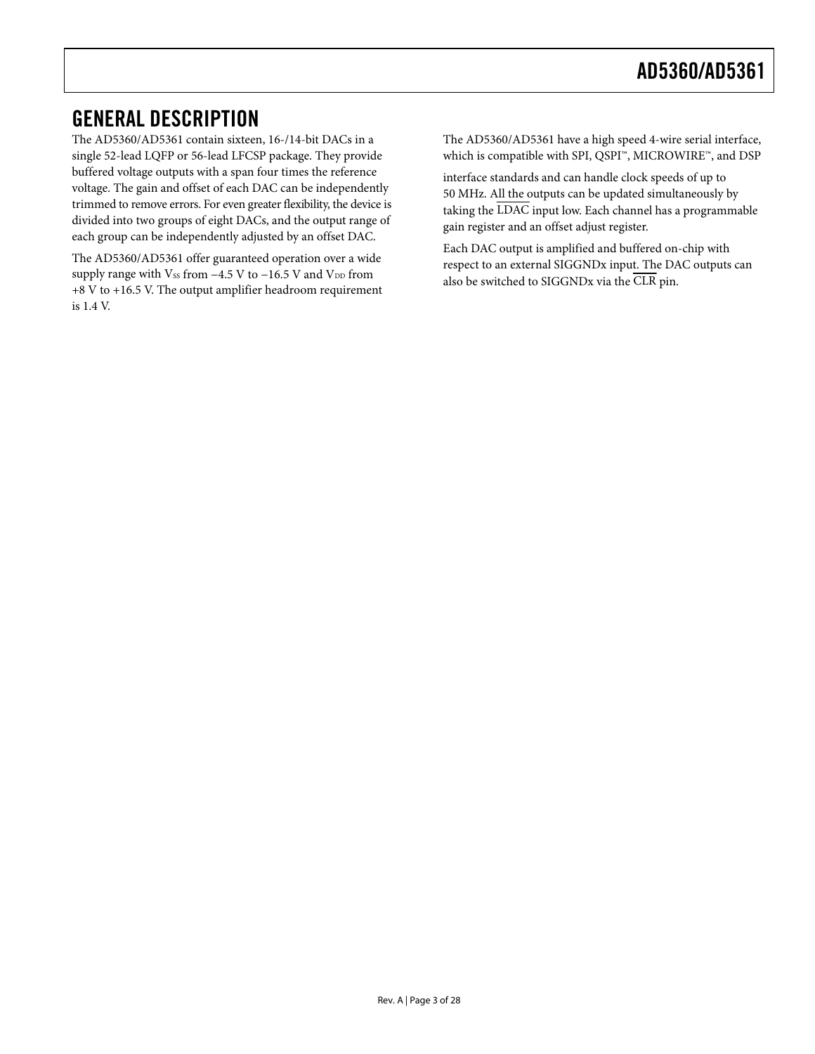## GENERAL DESCRIPTION

The AD5360/AD5361 contain sixteen, 16-/14-bit DACs in a single 52-lead LQFP or 56-lead LFCSP package. They provide buffered voltage outputs with a span four times the reference voltage. The gain and offset of each DAC can be independently trimmed to remove errors. For even greater flexibility, the device is divided into two groups of eight DACs, and the output range of each group can be independently adjusted by an offset DAC.

The AD5360/AD5361 offer guaranteed operation over a wide supply range with $V_{SS}$ from −4.5 V to −16.5 V and $V_{DD}$ from +8 V to +16.5 V. The output amplifier headroom requirement is 1.4 V.

The AD5360/AD5361 have a high speed 4-wire serial interface, which is compatible with SPI, QSPI™, MICROWIRE™, and DSP interface standards and can handle clock speeds of up to 50 MHz. All the outputs can be updated simultaneously by taking the $\overline{\text{LDAC}}$ input low. Each channel has a programmable gain register and an offset adjust register.

Each DAC output is amplified and buffered on-chip with respect to an external SIGGNDx input. The DAC outputs can also be switched to SIGGNDx via the $\overline{\text{CLR}}$ pin.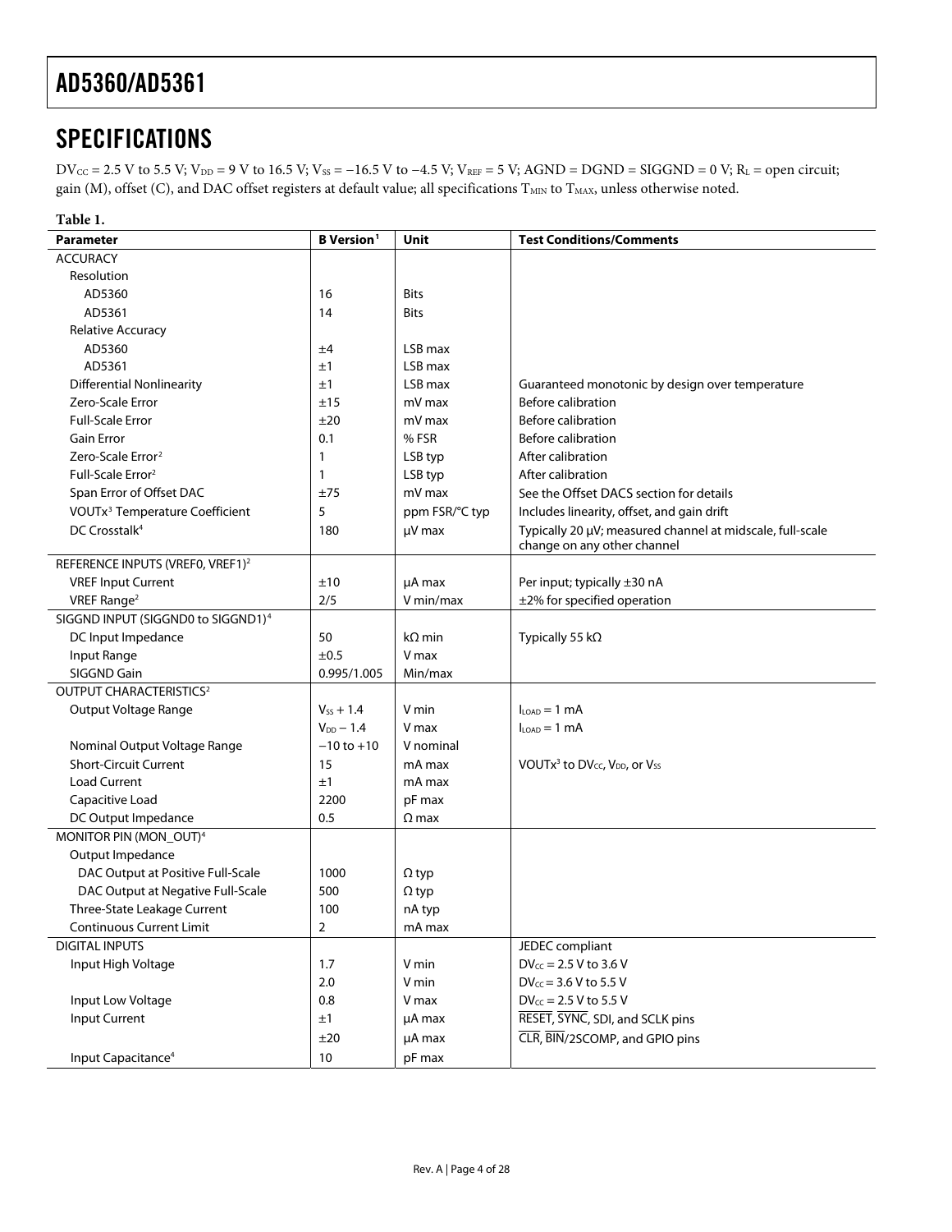## SPECIFICATIONS

$DV_{CC}$ = 2.5 V to 5.5 V; $V_{DD}$ = 9 V to 16.5 V; $V_{SS}$ = −16.5 V to −4.5 V; $V_{REF}$ = 5 V; AGND = DGND = SIGGND = 0 V; $R_L$ = open circuit; gain (M), offset (C), and DAC offset registers at default value; all specifications $T_{MIN}$ to $T_{MAX}$, unless otherwise noted.

**Table 1.**

| Parameter | B Version[1] | Unit | Test Conditions/Comments |
|---|---|---|---|
| ACCURACY | | | |
| Resolution | | | |
| AD5360 | 16 | Bits | |
| AD5361 | 14 | Bits | |
| Relative Accuracy | | | |
| AD5360 | ±4 | LSB max | |
| AD5361 | ±1 | LSB max | |
| Differential Nonlinearity | ±1 | LSB max | Guaranteed monotonic by design over temperature |
| Zero-Scale Error | ±15 | mV max | Before calibration |
| Full-Scale Error | ±20 | mV max | Before calibration |
| Gain Error | 0.1 | % FSR | Before calibration |
| Zero-Scale Error[2] | 1 | LSB typ | After calibration |
| Full-Scale Error[2] | 1 | LSB typ | After calibration |
| Span Error of Offset DAC | ±75 | mV max | See the Offset DACS section for details |
| VOUTx[3] Temperature Coefficient | 5 | ppm FSR/°C typ | Includes linearity, offset, and gain drift |
| DC Crosstalk[4] | 180 | µV max | Typically 20 µV; measured channel at midscale, full-scale change on any other channel |
| REFERENCE INPUTS (VREF0, VREF1)[2] | | | |
| VREF Input Current | ±10 | µA max | Per input; typically ±30 nA |
| VREF Range[2] | 2/5 | V min/max | ±2% for specified operation |
| SIGGND INPUT (SIGGND0 to SIGGND1)[4] | | | |
| DC Input Impedance | 50 | kΩ min | Typically 55 kΩ |
| Input Range | ±0.5 | V max | |
| SIGGND Gain | 0.995/1.005 | Min/max | |
| OUTPUT CHARACTERISTICS[2] | | | |
| Output Voltage Range | $V_{SS}$ + 1.4 | V min | $I_{LOAD}$ = 1 mA |
| | $V_{DD}$ − 1.4 | V max | $I_{LOAD}$ = 1 mA |
| Nominal Output Voltage Range | −10 to +10 | V nominal | |
| Short-Circuit Current | 15 | mA max | VOUTx[3] to $DV_{CC}$, $V_{DD}$, or $V_{SS}$ |
| Load Current | ±1 | mA max | |
| Capacitive Load | 2200 | pF max | |
| DC Output Impedance | 0.5 | Ω max | |
| MONITOR PIN (MON_OUT)[4] | | | |
| Output Impedance | | | |
| DAC Output at Positive Full-Scale | 1000 | Ω typ | |
| DAC Output at Negative Full-Scale | 500 | Ω typ | |
| Three-State Leakage Current | 100 | nA typ | |
| Continuous Current Limit | 2 | mA max | |
| DIGITAL INPUTS | | | JEDEC compliant |
| Input High Voltage | 1.7 | V min | $DV_{CC}$ = 2.5 V to 3.6 V |
| | 2.0 | V min | $DV_{CC}$ = 3.6 V to 5.5 V |
| Input Low Voltage | 0.8 | V max | $DV_{CC}$ = 2.5 V to 5.5 V |
| Input Current | ±1 | µA max | RESET, SYNC, SDI, and SCLK pins |
| | ±20 | µA max | CLR, BIN/2SCOMP, and GPIO pins |
| Input Capacitance[4] | 10 | pF max | |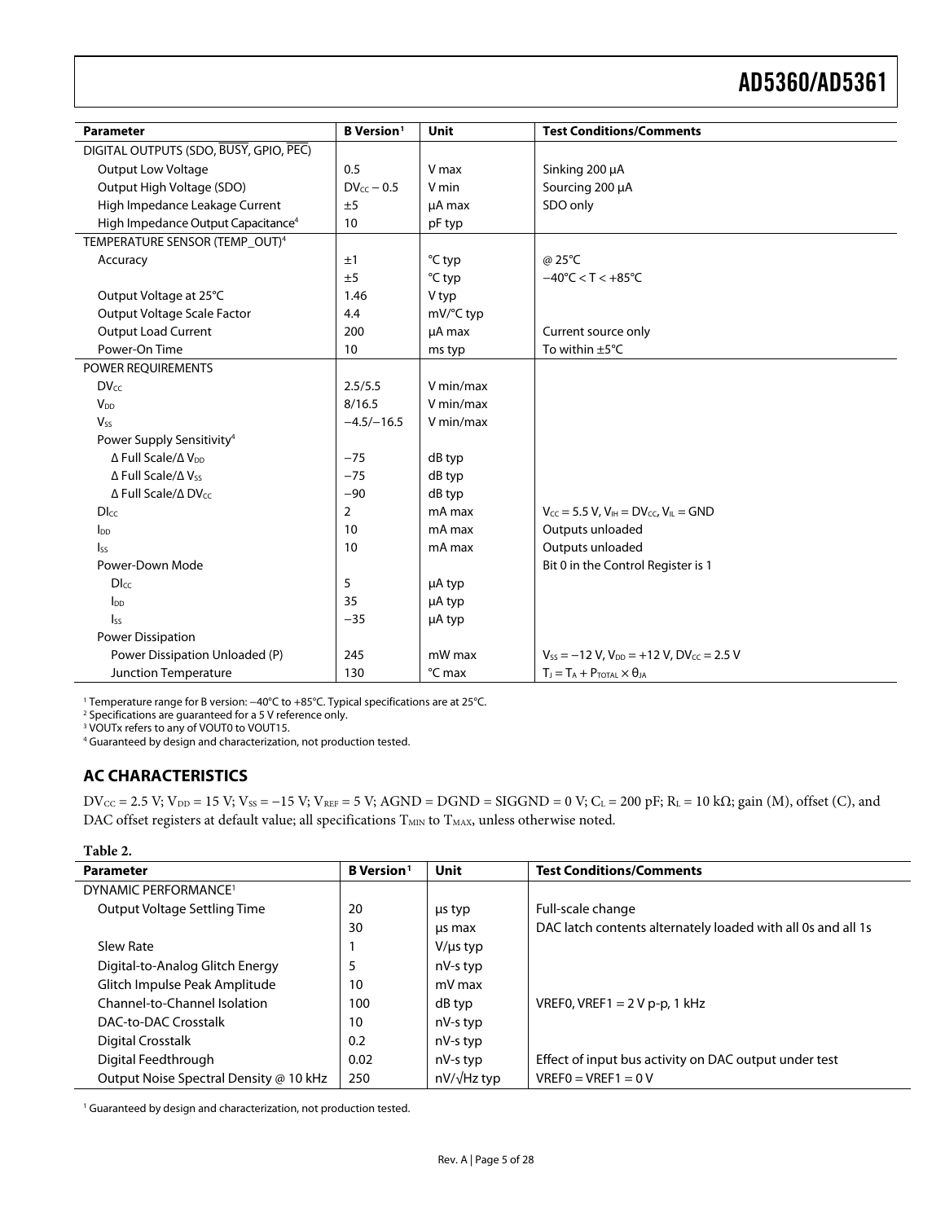| Parameter | B Version[1] | Unit | Test Conditions/Comments |
|---|---|---|---|
| DIGITAL OUTPUTS (SDO, $\overline{BUSY}$, GPIO, $\overline{PEC}$) | | | |
| Output Low Voltage | 0.5 | V max | Sinking 200 μA |
| Output High Voltage (SDO) | $DV_{CC} - 0.5$ | V min | Sourcing 200 μA |
| High Impedance Leakage Current | ±5 | μA max | SDO only |
| High Impedance Output Capacitance[4] | 10 | pF typ | |
| TEMPERATURE SENSOR (TEMP_OUT)[4] | | | |
| Accuracy | ±1 | °C typ | @ 25°C |
| | ±5 | °C typ | −40°C < T < +85°C |
| Output Voltage at 25°C | 1.46 | V typ | |
| Output Voltage Scale Factor | 4.4 | mV/°C typ | |
| Output Load Current | 200 | μA max | Current source only |
| Power-On Time | 10 | ms typ | To within ±5°C |
| POWER REQUIREMENTS | | | |
| $DV_{CC}$ | 2.5/5.5 | V min/max | |
| $V_{DD}$ | 8/16.5 | V min/max | |
| $V_{SS}$ | −4.5/−16.5 | V min/max | |
| Power Supply Sensitivity[4] | | | |
| Δ Full Scale/Δ $V_{DD}$ | −75 | dB typ | |
| Δ Full Scale/Δ $V_{SS}$ | −75 | dB typ | |
| Δ Full Scale/Δ $DV_{CC}$ | −90 | dB typ | |
| $DI_{CC}$ | 2 | mA max | $V_{CC}$ = 5.5 V, $V_{IH} = DV_{CC}$, $V_{IL}$ = GND |
| $I_{DD}$ | 10 | mA max | Outputs unloaded |
| $I_{SS}$ | 10 | mA max | Outputs unloaded |
| Power-Down Mode | | | Bit 0 in the Control Register is 1 |
| $DI_{CC}$ | 5 | μA typ | |
| $I_{DD}$ | 35 | μA typ | |
| $I_{SS}$ | −35 | μA typ | |
| Power Dissipation | | | |
| Power Dissipation Unloaded (P) | 245 | mW max | $V_{SS}$ = −12 V, $V_{DD}$ = +12 V, $DV_{CC}$ = 2.5 V |
| Junction Temperature | 130 | °C max | $T_J = T_A + P_{TOTAL} \times \theta_{JA}$ |

[1] Temperature range for B version: −40°C to +85°C. Typical specifications are at 25°C.
[2] Specifications are guaranteed for a 5 V reference only.
[3] VOUTx refers to any of VOUT0 to VOUT15.
[4] Guaranteed by design and characterization, not production tested.

## AC CHARACTERISTICS

$DV_{CC}$ = 2.5 V; $V_{DD}$ = 15 V; $V_{SS}$ = −15 V; $V_{REF}$ = 5 V; AGND = DGND = SIGGND = 0 V; $C_L$ = 200 pF; $R_L$ = 10 kΩ; gain (M), offset (C), and DAC offset registers at default value; all specifications $T_{MIN}$ to $T_{MAX}$, unless otherwise noted.

**Table 2.**

| Parameter | B Version[1] | Unit | Test Conditions/Comments |
|---|---|---|---|
| DYNAMIC PERFORMANCE[1] | | | |
| Output Voltage Settling Time | 20 | μs typ | Full-scale change |
| | 30 | μs max | DAC latch contents alternately loaded with all 0s and all 1s |
| Slew Rate | 1 | V/μs typ | |
| Digital-to-Analog Glitch Energy | 5 | nV-s typ | |
| Glitch Impulse Peak Amplitude | 10 | mV max | |
| Channel-to-Channel Isolation | 100 | dB typ | VREF0, VREF1 = 2 V p-p, 1 kHz |
| DAC-to-DAC Crosstalk | 10 | nV-s typ | |
| Digital Crosstalk | 0.2 | nV-s typ | |
| Digital Feedthrough | 0.02 | nV-s typ | Effect of input bus activity on DAC output under test |
| Output Noise Spectral Density @ 10 kHz | 250 | nV/√Hz typ | VREF0 = VREF1 = 0 V |

[1] Guaranteed by design and characterization, not production tested.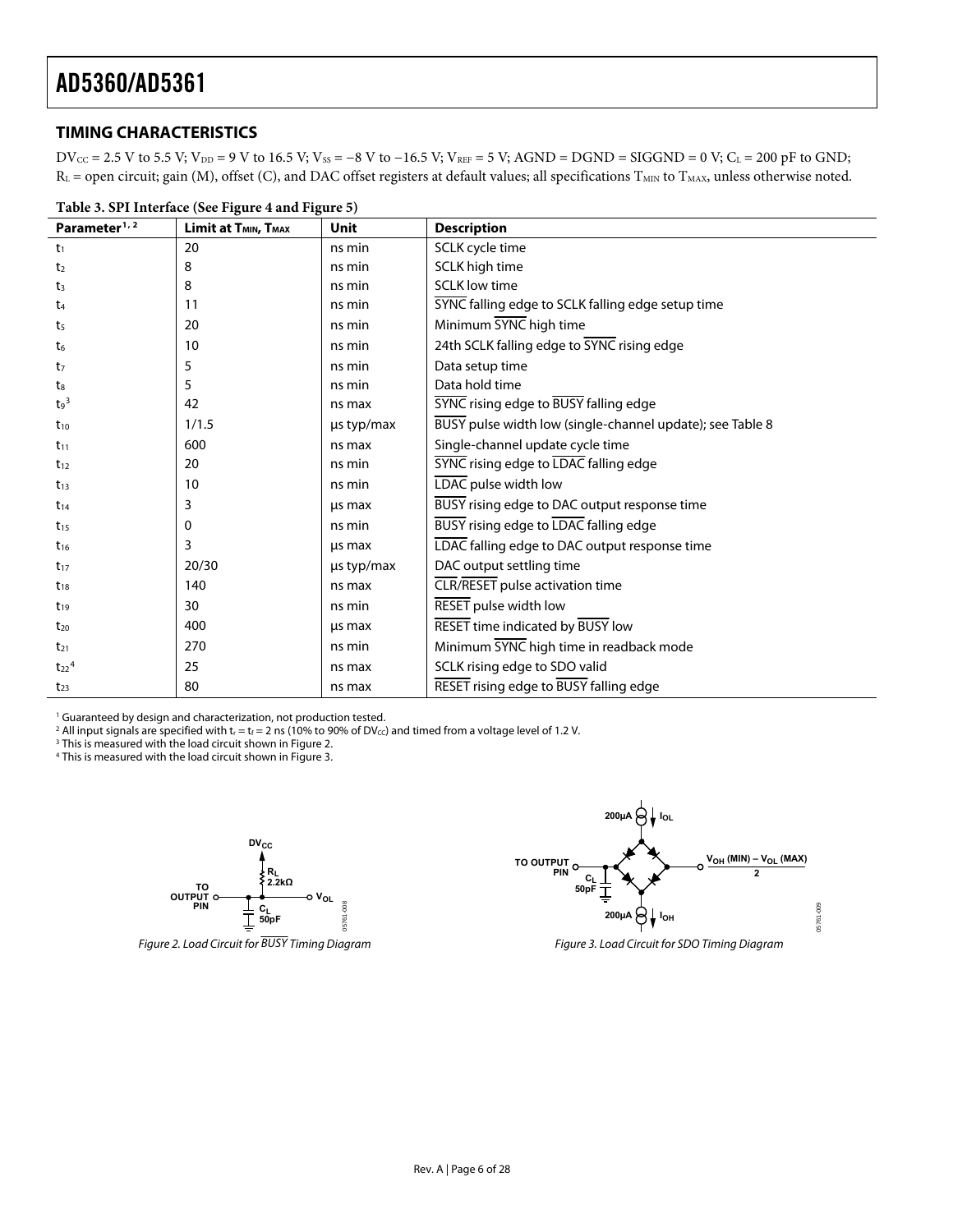## TIMING CHARACTERISTICS

$DV_{CC}$ = 2.5 V to 5.5 V; $V_{DD}$ = 9 V to 16.5 V; $V_{SS}$ = −8 V to −16.5 V; $V_{REF}$ = 5 V; AGND = DGND = SIGGND = 0 V; $C_L$ = 200 pF to GND; $R_L$ = open circuit; gain (M), offset (C), and DAC offset registers at default values; all specifications $T_{MIN}$ to $T_{MAX}$, unless otherwise noted.

**Table 3. SPI Interface (See Figure 4 and Figure 5)**

| Parameter[1, 2] | Limit at $T_{MIN}$, $T_{MAX}$ | Unit | Description |
|---|---|---|---|
| $t_1$ | 20 | ns min | SCLK cycle time |
| $t_2$ | 8 | ns min | SCLK high time |
| $t_3$ | 8 | ns min | SCLK low time |
| $t_4$ | 11 | ns min | $\overline{\text{SYNC}}$ falling edge to SCLK falling edge setup time |
| $t_5$ | 20 | ns min | Minimum $\overline{\text{SYNC}}$ high time |
| $t_6$ | 10 | ns min | 24th SCLK falling edge to $\overline{\text{SYNC}}$ rising edge |
| $t_7$ | 5 | ns min | Data setup time |
| $t_8$ | 5 | ns min | Data hold time |
| $t_9$[3] | 42 | ns max | $\overline{\text{SYNC}}$ rising edge to $\overline{\text{BUSY}}$ falling edge |
| $t_{10}$ | 1/1.5 | μs typ/max | $\overline{\text{BUSY}}$ pulse width low (single-channel update); see Table 8 |
| $t_{11}$ | 600 | ns max | Single-channel update cycle time |
| $t_{12}$ | 20 | ns min | $\overline{\text{SYNC}}$ rising edge to $\overline{\text{LDAC}}$ falling edge |
| $t_{13}$ | 10 | ns min | $\overline{\text{LDAC}}$ pulse width low |
| $t_{14}$ | 3 | μs max | $\overline{\text{BUSY}}$ rising edge to DAC output response time |
| $t_{15}$ | 0 | ns min | $\overline{\text{BUSY}}$ rising edge to $\overline{\text{LDAC}}$ falling edge |
| $t_{16}$ | 3 | μs max | $\overline{\text{LDAC}}$ falling edge to DAC output response time |
| $t_{17}$ | 20/30 | μs typ/max | DAC output settling time |
| $t_{18}$ | 140 | ns max | $\overline{\text{CLR}}$/$\overline{\text{RESET}}$ pulse activation time |
| $t_{19}$ | 30 | ns min | $\overline{\text{RESET}}$ pulse width low |
| $t_{20}$ | 400 | μs max | $\overline{\text{RESET}}$ time indicated by $\overline{\text{BUSY}}$ low |
| $t_{21}$ | 270 | ns min | Minimum $\overline{\text{SYNC}}$ high time in readback mode |
| $t_{22}$[4] | 25 | ns max | SCLK rising edge to SDO valid |
| $t_{23}$ | 80 | ns max | $\overline{\text{RESET}}$ rising edge to $\overline{\text{BUSY}}$ falling edge |

[1] Guaranteed by design and characterization, not production tested.
[2] All input signals are specified with $t_r = t_f$ = 2 ns (10% to 90% of $DV_{CC}$) and timed from a voltage level of 1.2 V.
[3] This is measured with the load circuit shown in Figure 2.
[4] This is measured with the load circuit shown in Figure 3.

Figure 2. Load Circuit for $\overline{\text{BUSY}}$ Timing Diagram

Figure 3. Load Circuit for SDO Timing Diagram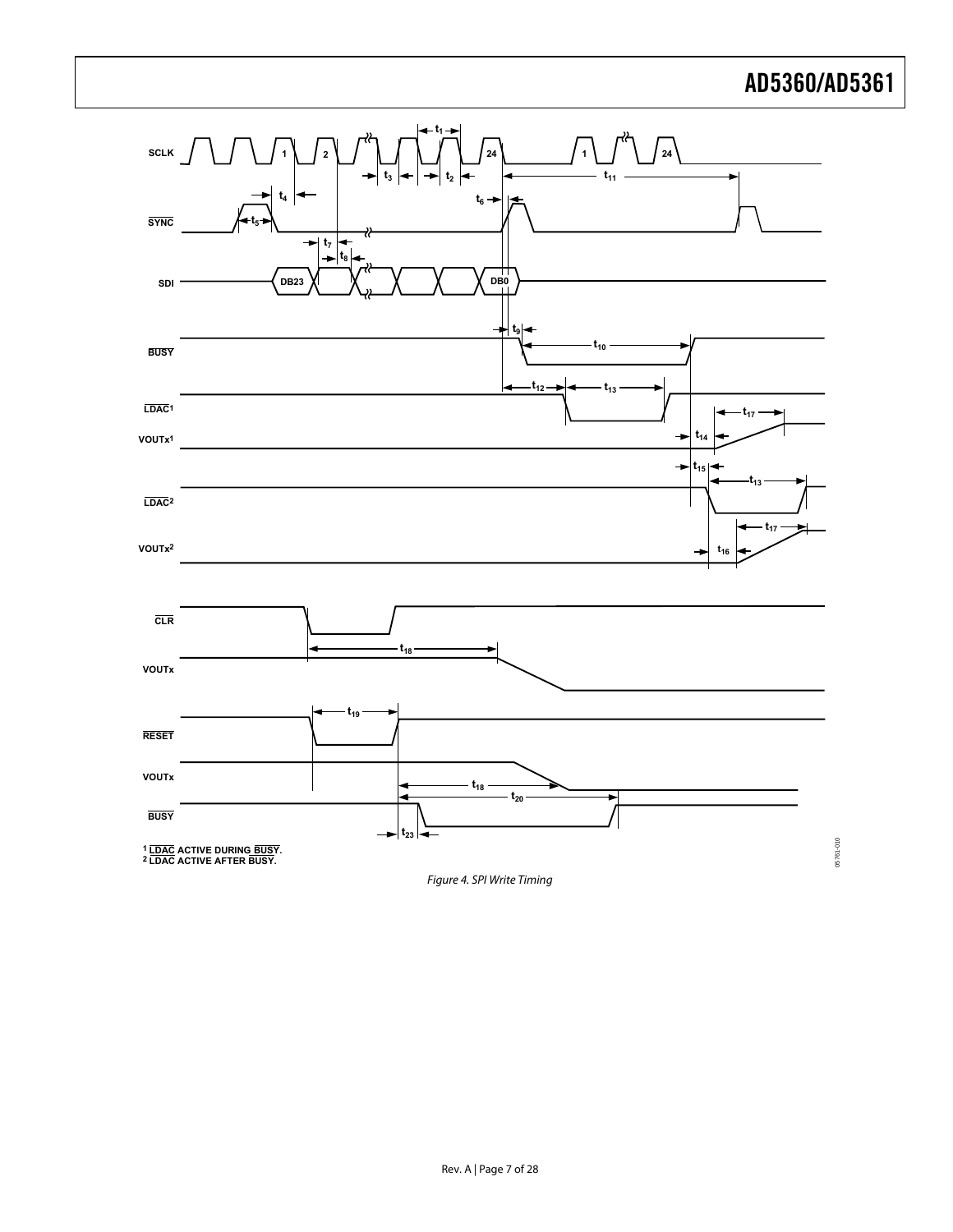SCLK

SYNC

SDI

BUSY

LDAC[1]

VOUTx[1]

LDAC[2]

VOUTx[2]

CLR

VOUTx

RESET

VOUTx

BUSY

[1] LDAC ACTIVE DURING BUSY.
[2] LDAC ACTIVE AFTER BUSY.

*Figure 4. SPI Write Timing*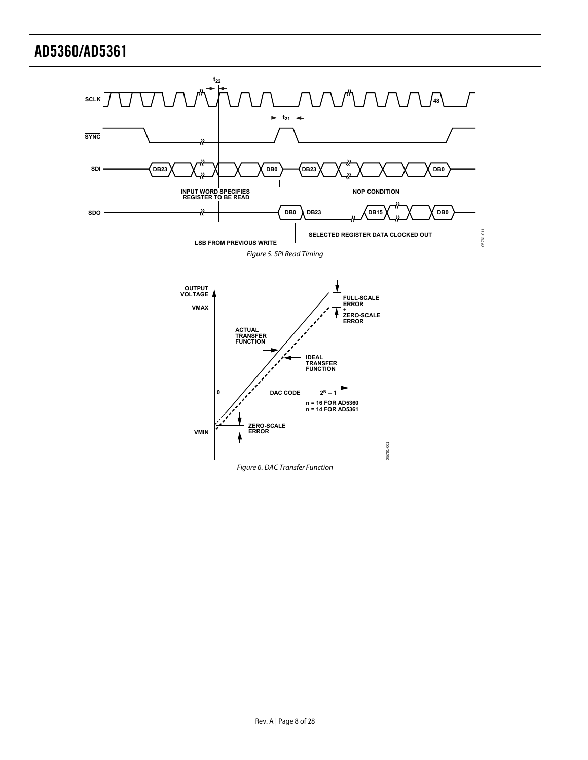Figure 5. SPI Read Timing

Figure 6. DAC Transfer Function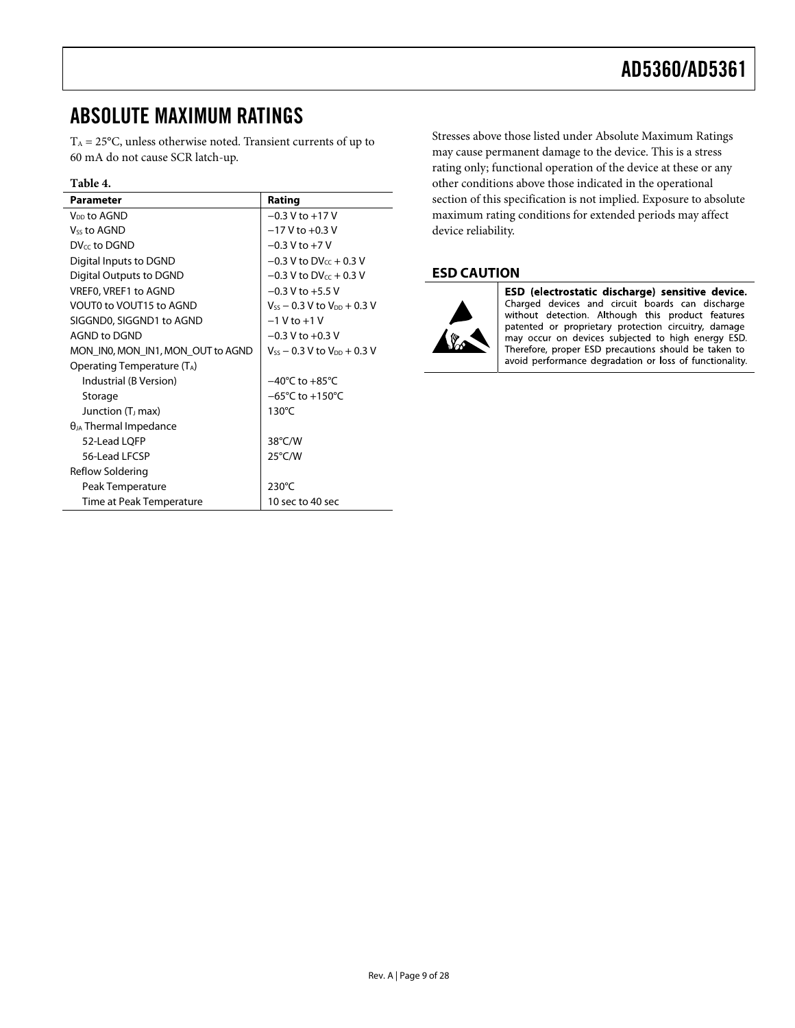## ABSOLUTE MAXIMUM RATINGS

$T_A$ = 25°C, unless otherwise noted. Transient currents of up to 60 mA do not cause SCR latch-up.

**Table 4.**

| Parameter | Rating |
|---|---|
| $V_{DD}$ to AGND | −0.3 V to +17 V |
| $V_{SS}$ to AGND | −17 V to +0.3 V |
| $DV_{CC}$ to DGND | −0.3 V to +7 V |
| Digital Inputs to DGND | −0.3 V to $DV_{CC}$ + 0.3 V |
| Digital Outputs to DGND | −0.3 V to $DV_{CC}$ + 0.3 V |
| VREF0, VREF1 to AGND | −0.3 V to +5.5 V |
| VOUT0 to VOUT15 to AGND | $V_{SS}$ − 0.3 V to $V_{DD}$ + 0.3 V |
| SIGGND0, SIGGND1 to AGND | −1 V to +1 V |
| AGND to DGND | −0.3 V to +0.3 V |
| MON_IN0, MON_IN1, MON_OUT to AGND | $V_{SS}$ − 0.3 V to $V_{DD}$ + 0.3 V |
| Operating Temperature ($T_A$) | |
| Industrial (B Version) | −40°C to +85°C |
| Storage | −65°C to +150°C |
| Junction ($T_J$ max) | 130°C |
| $θ_{JA}$ Thermal Impedance | |
| 52-Lead LQFP | 38°C/W |
| 56-Lead LFCSP | 25°C/W |
| Reflow Soldering | |
| Peak Temperature | 230°C |
| Time at Peak Temperature | 10 sec to 40 sec |

Stresses above those listed under Absolute Maximum Ratings may cause permanent damage to the device. This is a stress rating only; functional operation of the device at these or any other conditions above those indicated in the operational section of this specification is not implied. Exposure to absolute maximum rating conditions for extended periods may affect device reliability.

### ESD CAUTION

**ESD (electrostatic discharge) sensitive device.** Charged devices and circuit boards can discharge without detection. Although this product features patented or proprietary protection circuitry, damage may occur on devices subjected to high energy ESD. Therefore, proper ESD precautions should be taken to avoid performance degradation or loss of functionality.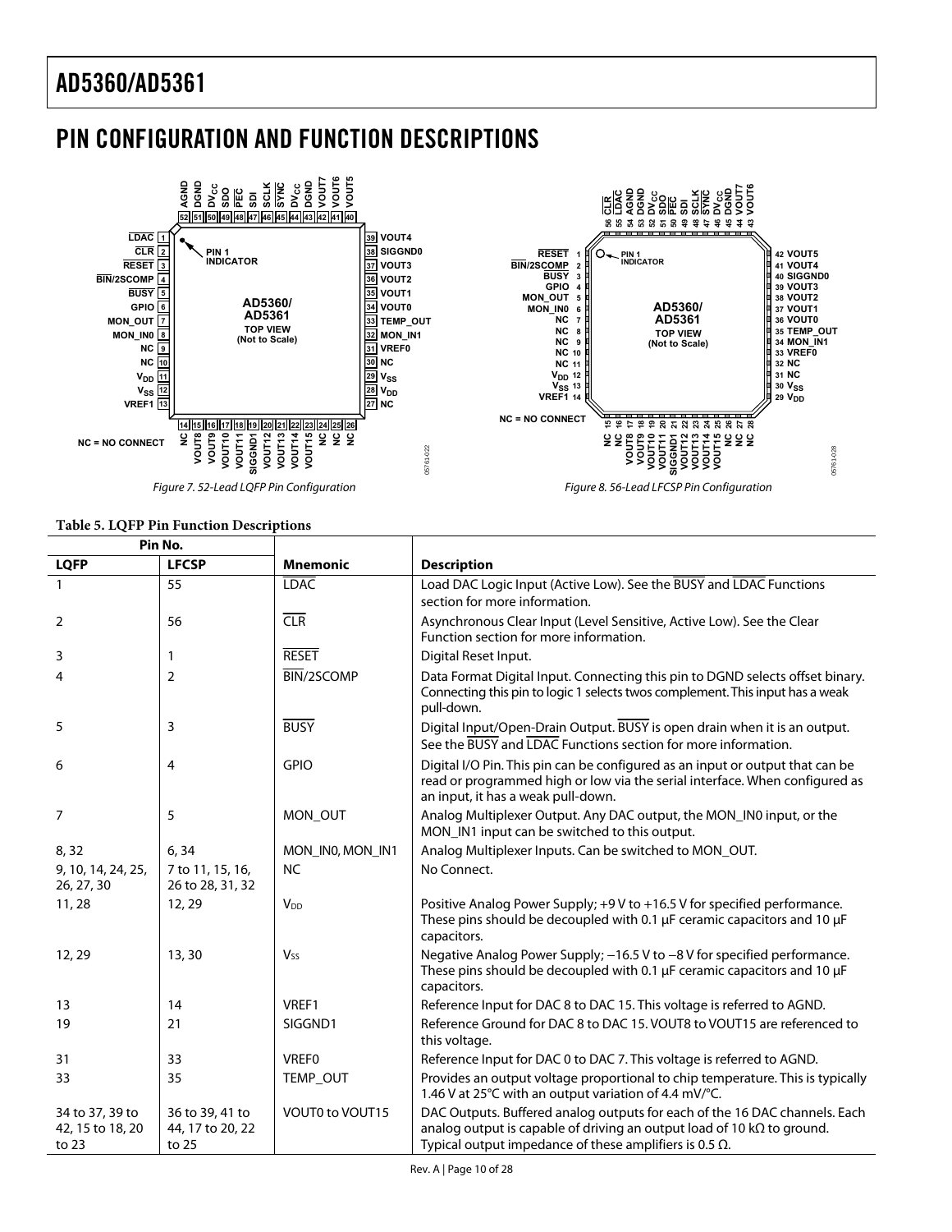## PIN CONFIGURATION AND FUNCTION DESCRIPTIONS

Figure 7. 52-Lead LQFP Pin Configuration

Figure 8. 56-Lead LFCSP Pin Configuration

**Table 5. LQFP Pin Function Descriptions**

| Pin No. | | Mnemonic | Description |
|---|---|---|---|
| LQFP | LFCSP | | |
| 1 | 55 | LDAC | Load DAC Logic Input (Active Low). See the BUSY and LDAC Functions section for more information. |
| 2 | 56 | CLR | Asynchronous Clear Input (Level Sensitive, Active Low). See the Clear Function section for more information. |
| 3 | 1 | RESET | Digital Reset Input. |
| 4 | 2 | BIN/2SCOMP | Data Format Digital Input. Connecting this pin to DGND selects offset binary. Connecting this pin to logic 1 selects twos complement. This input has a weak pull-down. |
| 5 | 3 | BUSY | Digital Input/Open-Drain Output. BUSY is open drain when it is an output. See the BUSY and LDAC Functions section for more information. |
| 6 | 4 | GPIO | Digital I/O Pin. This pin can be configured as an input or output that can be read or programmed high or low via the serial interface. When configured as an input, it has a weak pull-down. |
| 7 | 5 | MON_OUT | Analog Multiplexer Output. Any DAC output, the MON_IN0 input, or the MON_IN1 input can be switched to this output. |
| 8, 32 | 6, 34 | MON_IN0, MON_IN1 | Analog Multiplexer Inputs. Can be switched to MON_OUT. |
| 9, 10, 14, 24, 25, 26, 27, 30 | 7 to 11, 15, 16, 26 to 28, 31, 32 | NC | No Connect. |
| 11, 28 | 12, 29 | $V_{DD}$ | Positive Analog Power Supply; +9 V to +16.5 V for specified performance. These pins should be decoupled with 0.1 μF ceramic capacitors and 10 μF capacitors. |
| 12, 29 | 13, 30 | $V_{SS}$ | Negative Analog Power Supply; −16.5 V to −8 V for specified performance. These pins should be decoupled with 0.1 μF ceramic capacitors and 10 μF capacitors. |
| 13 | 14 | VREF1 | Reference Input for DAC 8 to DAC 15. This voltage is referred to AGND. |
| 19 | 21 | SIGGND1 | Reference Ground for DAC 8 to DAC 15. VOUT8 to VOUT15 are referenced to this voltage. |
| 31 | 33 | VREF0 | Reference Input for DAC 0 to DAC 7. This voltage is referred to AGND. |
| 33 | 35 | TEMP_OUT | Provides an output voltage proportional to chip temperature. This is typically 1.46 V at 25°C with an output variation of 4.4 mV/°C. |
| 34 to 37, 39 to 42, 15 to 18, 20 to 23 | 36 to 39, 41 to 44, 17 to 20, 22 to 25 | VOUT0 to VOUT15 | DAC Outputs. Buffered analog outputs for each of the 16 DAC channels. Each analog output is capable of driving an output load of 10 kΩ to ground. Typical output impedance of these amplifiers is 0.5 Ω. |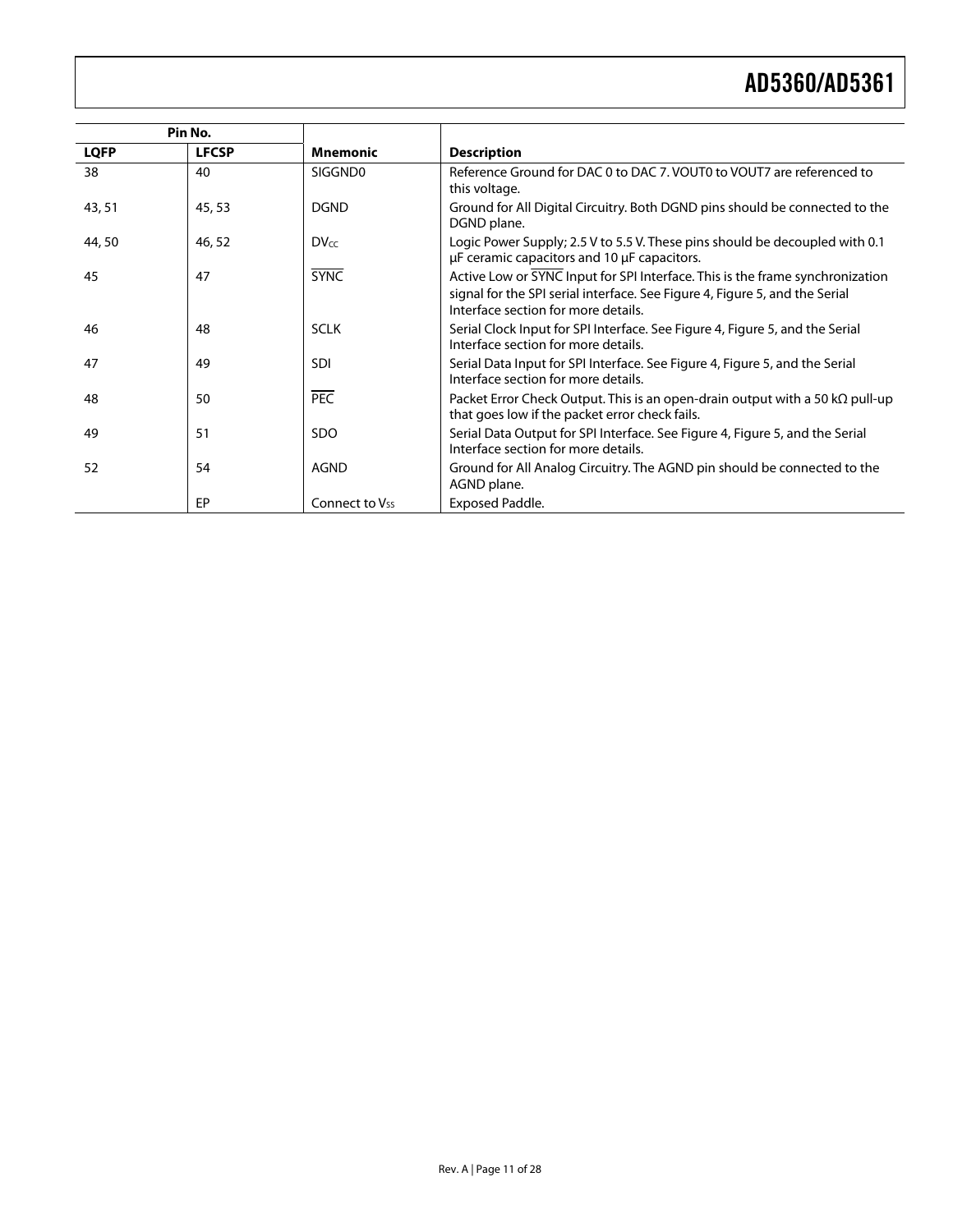| Pin No. | | Mnemonic | Description |
| --- | --- | --- | --- |
| LQFP | LFCSP | | |
| 38 | 40 | SIGGND0 | Reference Ground for DAC 0 to DAC 7. VOUT0 to VOUT7 are referenced to this voltage. |
| 43, 51 | 45, 53 | DGND | Ground for All Digital Circuitry. Both DGND pins should be connected to the DGND plane. |
| 44, 50 | 46, 52 | $DV_{CC}$ | Logic Power Supply; 2.5 V to 5.5 V. These pins should be decoupled with 0.1 μF ceramic capacitors and 10 μF capacitors. |
| 45 | 47 | $\overline{\text{SYNC}}$ | Active Low or $\overline{\text{SYNC}}$ Input for SPI Interface. This is the frame synchronization signal for the SPI serial interface. See Figure 4, Figure 5, and the Serial Interface section for more details. |
| 46 | 48 | SCLK | Serial Clock Input for SPI Interface. See Figure 4, Figure 5, and the Serial Interface section for more details. |
| 47 | 49 | SDI | Serial Data Input for SPI Interface. See Figure 4, Figure 5, and the Serial Interface section for more details. |
| 48 | 50 | $\overline{\text{PEC}}$ | Packet Error Check Output. This is an open-drain output with a 50 kΩ pull-up that goes low if the packet error check fails. |
| 49 | 51 | SDO | Serial Data Output for SPI Interface. See Figure 4, Figure 5, and the Serial Interface section for more details. |
| 52 | 54 | AGND | Ground for All Analog Circuitry. The AGND pin should be connected to the AGND plane. |
| | EP | Connect to $V_{SS}$ | Exposed Paddle. |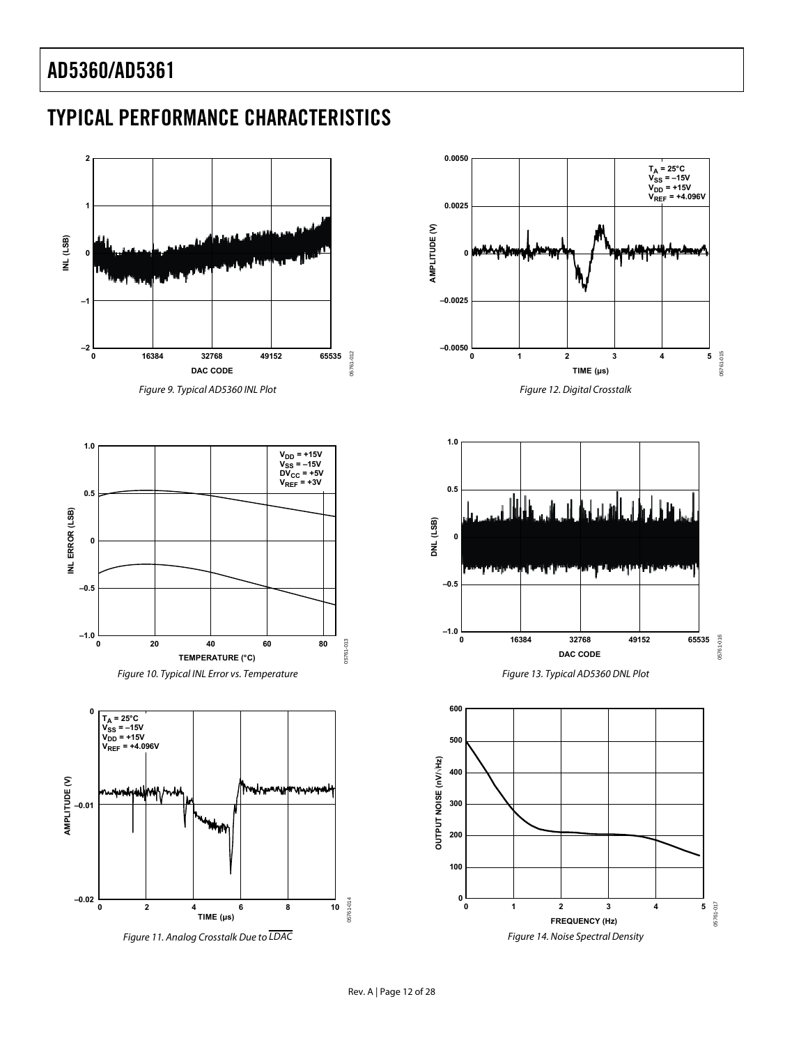# TYPICAL PERFORMANCE CHARACTERISTICS

Figure 9. Typical AD5360 INL Plot

Figure 10. Typical INL Error vs. Temperature

Figure 11. Analog Crosstalk Due to $\overline{LDAC}$

Figure 12. Digital Crosstalk

Figure 13. Typical AD5360 DNL Plot

Figure 14. Noise Spectral Density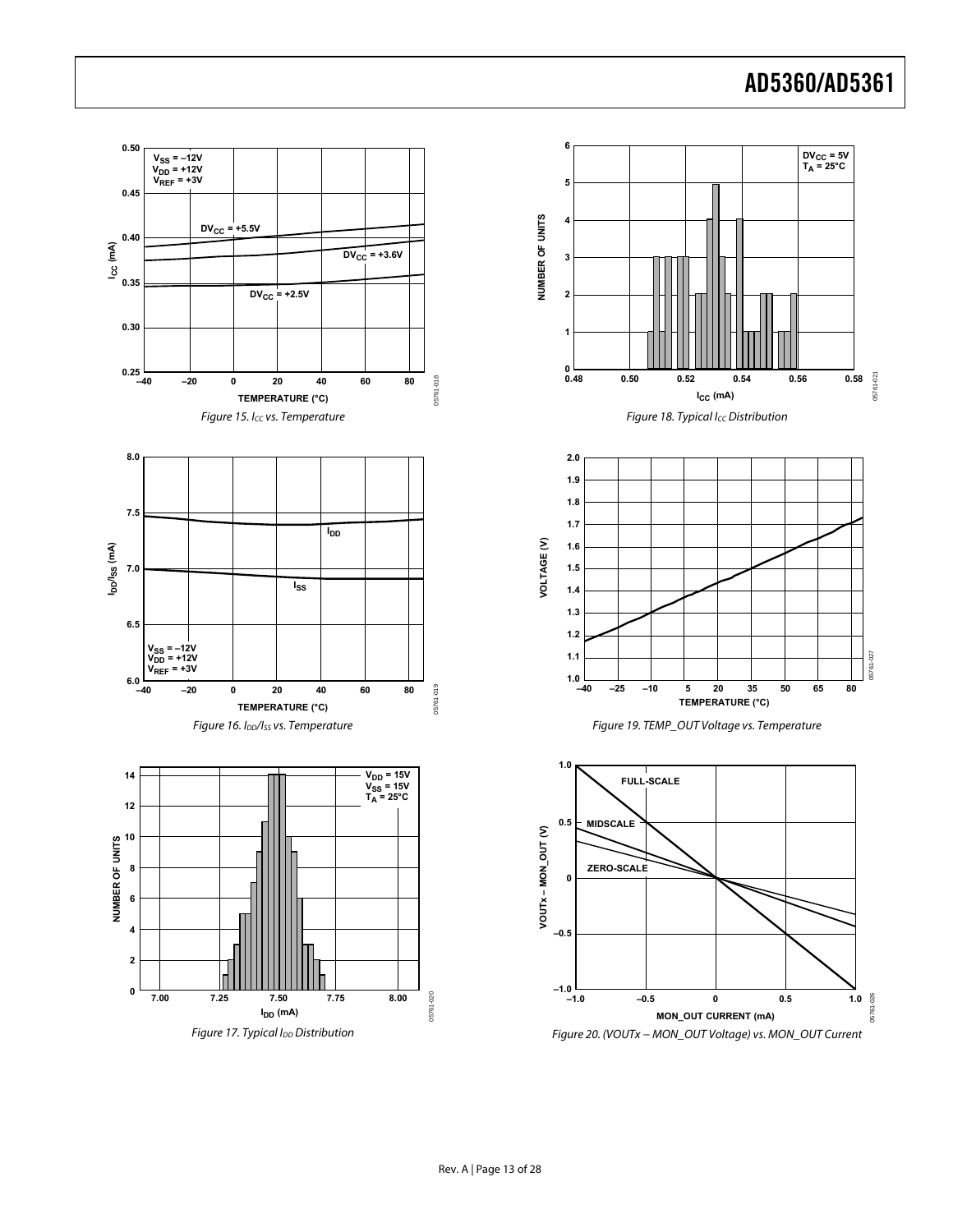Figure 15. $I_{CC}$ vs. Temperature

Figure 16. $I_{DD}$/$I_{SS}$ vs. Temperature

Figure 17. Typical $I_{DD}$ Distribution

Figure 18. Typical $I_{CC}$ Distribution

Figure 19. TEMP_OUT Voltage vs. Temperature

Figure 20. (VOUTx − MON_OUT Voltage) vs. MON_OUT Current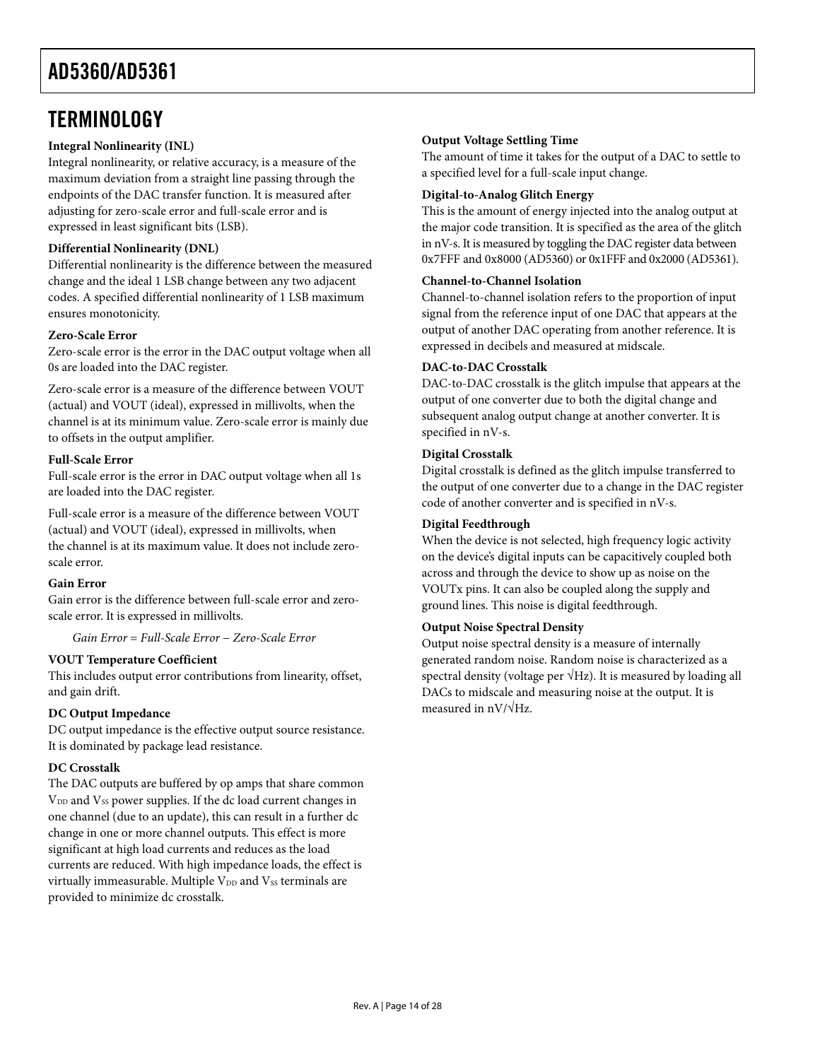# TERMINOLOGY

### Integral Nonlinearity (INL)

Integral nonlinearity, or relative accuracy, is a measure of the maximum deviation from a straight line passing through the endpoints of the DAC transfer function. It is measured after adjusting for zero-scale error and full-scale error and is expressed in least significant bits (LSB).

### Differential Nonlinearity (DNL)

Differential nonlinearity is the difference between the measured change and the ideal 1 LSB change between any two adjacent codes. A specified differential nonlinearity of 1 LSB maximum ensures monotonicity.

### Zero-Scale Error

Zero-scale error is the error in the DAC output voltage when all 0s are loaded into the DAC register.

Zero-scale error is a measure of the difference between VOUT (actual) and VOUT (ideal), expressed in millivolts, when the channel is at its minimum value. Zero-scale error is mainly due to offsets in the output amplifier.

### Full-Scale Error

Full-scale error is the error in DAC output voltage when all 1s are loaded into the DAC register.

Full-scale error is a measure of the difference between VOUT (actual) and VOUT (ideal), expressed in millivolts, when the channel is at its maximum value. It does not include zero-scale error.

### Gain Error

Gain error is the difference between full-scale error and zero-scale error. It is expressed in millivolts.

*Gain Error = Full-Scale Error − Zero-Scale Error*

### VOUT Temperature Coefficient

This includes output error contributions from linearity, offset, and gain drift.

### DC Output Impedance

DC output impedance is the effective output source resistance. It is dominated by package lead resistance.

### DC Crosstalk

The DAC outputs are buffered by op amps that share common $V_{DD}$ and $V_{SS}$ power supplies. If the dc load current changes in one channel (due to an update), this can result in a further dc change in one or more channel outputs. This effect is more significant at high load currents and reduces as the load currents are reduced. With high impedance loads, the effect is virtually immeasurable. Multiple $V_{DD}$ and $V_{SS}$ terminals are provided to minimize dc crosstalk.

### Output Voltage Settling Time

The amount of time it takes for the output of a DAC to settle to a specified level for a full-scale input change.

### Digital-to-Analog Glitch Energy

This is the amount of energy injected into the analog output at the major code transition. It is specified as the area of the glitch in nV-s. It is measured by toggling the DAC register data between 0x7FFF and 0x8000 (AD5360) or 0x1FFF and 0x2000 (AD5361).

### Channel-to-Channel Isolation

Channel-to-channel isolation refers to the proportion of input signal from the reference input of one DAC that appears at the output of another DAC operating from another reference. It is expressed in decibels and measured at midscale.

### DAC-to-DAC Crosstalk

DAC-to-DAC crosstalk is the glitch impulse that appears at the output of one converter due to both the digital change and subsequent analog output change at another converter. It is specified in nV-s.

### Digital Crosstalk

Digital crosstalk is defined as the glitch impulse transferred to the output of one converter due to a change in the DAC register code of another converter and is specified in nV-s.

### Digital Feedthrough

When the device is not selected, high frequency logic activity on the device's digital inputs can be capacitively coupled both across and through the device to show up as noise on the VOUTx pins. It can also be coupled along the supply and ground lines. This noise is digital feedthrough.

### Output Noise Spectral Density

Output noise spectral density is a measure of internally generated random noise. Random noise is characterized as a spectral density (voltage per √Hz). It is measured by loading all DACs to midscale and measuring noise at the output. It is measured in nV/√Hz.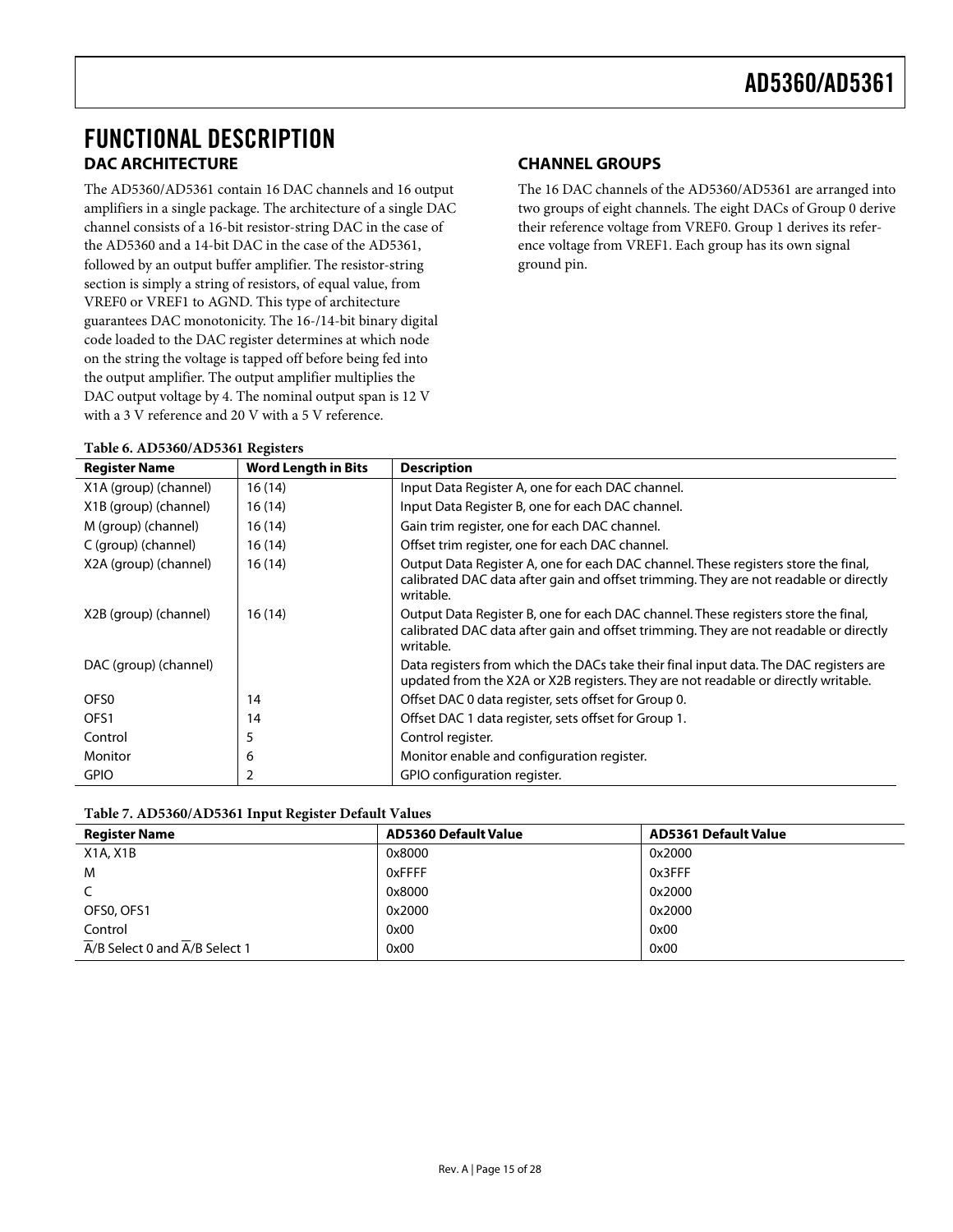# FUNCTIONAL DESCRIPTION

## DAC ARCHITECTURE

The AD5360/AD5361 contain 16 DAC channels and 16 output amplifiers in a single package. The architecture of a single DAC channel consists of a 16-bit resistor-string DAC in the case of the AD5360 and a 14-bit DAC in the case of the AD5361, followed by an output buffer amplifier. The resistor-string section is simply a string of resistors, of equal value, from VREF0 or VREF1 to AGND. This type of architecture guarantees DAC monotonicity. The 16-/14-bit binary digital code loaded to the DAC register determines at which node on the string the voltage is tapped off before being fed into the output amplifier. The output amplifier multiplies the DAC output voltage by 4. The nominal output span is 12 V with a 3 V reference and 20 V with a 5 V reference.

## CHANNEL GROUPS

The 16 DAC channels of the AD5360/AD5361 are arranged into two groups of eight channels. The eight DACs of Group 0 derive their reference voltage from VREF0. Group 1 derives its reference voltage from VREF1. Each group has its own signal ground pin.

**Table 6. AD5360/AD5361 Registers**

| Register Name | Word Length in Bits | Description |
|---|---|---|
| X1A (group) (channel) | 16 (14) | Input Data Register A, one for each DAC channel. |
| X1B (group) (channel) | 16 (14) | Input Data Register B, one for each DAC channel. |
| M (group) (channel) | 16 (14) | Gain trim register, one for each DAC channel. |
| C (group) (channel) | 16 (14) | Offset trim register, one for each DAC channel. |
| X2A (group) (channel) | 16 (14) | Output Data Register A, one for each DAC channel. These registers store the final, calibrated DAC data after gain and offset trimming. They are not readable or directly writable. |
| X2B (group) (channel) | 16 (14) | Output Data Register B, one for each DAC channel. These registers store the final, calibrated DAC data after gain and offset trimming. They are not readable or directly writable. |
| DAC (group) (channel) | | Data registers from which the DACs take their final input data. The DAC registers are updated from the X2A or X2B registers. They are not readable or directly writable. |
| OFS0 | 14 | Offset DAC 0 data register, sets offset for Group 0. |
| OFS1 | 14 | Offset DAC 1 data register, sets offset for Group 1. |
| Control | 5 | Control register. |
| Monitor | 6 | Monitor enable and configuration register. |
| GPIO | 2 | GPIO configuration register. |

**Table 7. AD5360/AD5361 Input Register Default Values**

| Register Name | AD5360 Default Value | AD5361 Default Value |
|---|---|---|
| X1A, X1B | 0x8000 | 0x2000 |
| M | 0xFFFF | 0x3FFF |
| C | 0x8000 | 0x2000 |
| OFS0, OFS1 | 0x2000 | 0x2000 |
| Control | 0x00 | 0x00 |
| $\overline{\text{A}}$/B Select 0 and $\overline{\text{A}}$/B Select 1 | 0x00 | 0x00 |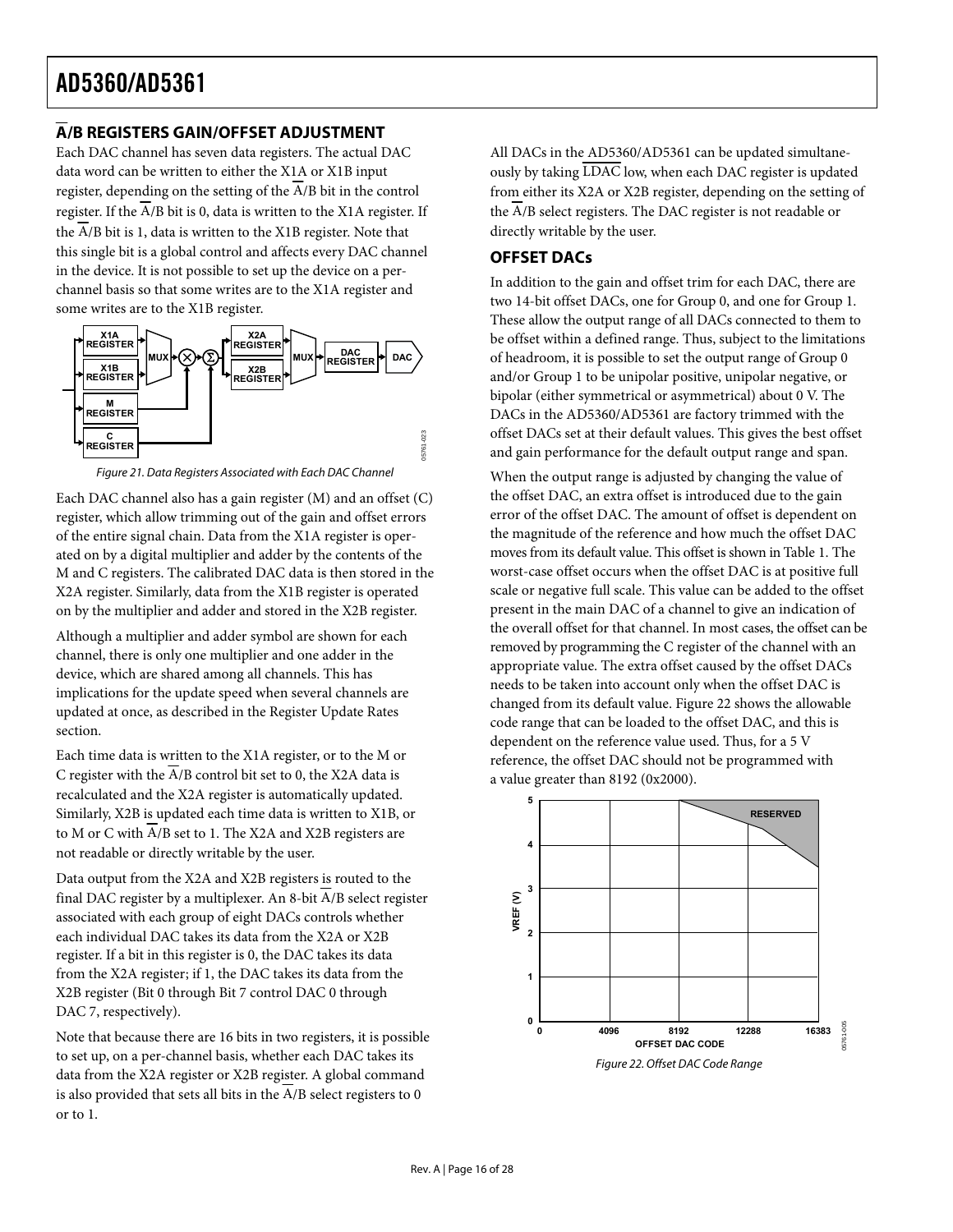## A/B REGISTERS GAIN/OFFSET ADJUSTMENT

Each DAC channel has seven data registers. The actual DAC data word can be written to either the X1A or X1B input register, depending on the setting of the A/B bit in the control register. If the A/B bit is 0, data is written to the X1A register. If the A/B bit is 1, data is written to the X1B register. Note that this single bit is a global control and affects every DAC channel in the device. It is not possible to set up the device on a per-channel basis so that some writes are to the X1A register and some writes are to the X1B register.

Figure 21. Data Registers Associated with Each DAC Channel

Each DAC channel also has a gain register (M) and an offset (C) register, which allow trimming out of the gain and offset errors of the entire signal chain. Data from the X1A register is operated on by a digital multiplier and adder by the contents of the M and C registers. The calibrated DAC data is then stored in the X2A register. Similarly, data from the X1B register is operated on by the multiplier and adder and stored in the X2B register.

Although a multiplier and adder symbol are shown for each channel, there is only one multiplier and one adder in the device, which are shared among all channels. This has implications for the update speed when several channels are updated at once, as described in the Register Update Rates section.

Each time data is written to the X1A register, or to the M or C register with the A/B control bit set to 0, the X2A data is recalculated and the X2A register is automatically updated. Similarly, X2B is updated each time data is written to X1B, or to M or C with A/B set to 1. The X2A and X2B registers are not readable or directly writable by the user.

Data output from the X2A and X2B registers is routed to the final DAC register by a multiplexer. An 8-bit A/B select register associated with each group of eight DACs controls whether each individual DAC takes its data from the X2A or X2B register. If a bit in this register is 0, the DAC takes its data from the X2A register; if 1, the DAC takes its data from the X2B register (Bit 0 through Bit 7 control DAC 0 through DAC 7, respectively).

Note that because there are 16 bits in two registers, it is possible to set up, on a per-channel basis, whether each DAC takes its data from the X2A register or X2B register. A global command is also provided that sets all bits in the A/B select registers to 0 or to 1.

All DACs in the AD5360/AD5361 can be updated simultaneously by taking LDAC low, when each DAC register is updated from either its X2A or X2B register, depending on the setting of the A/B select registers. The DAC register is not readable or directly writable by the user.

## OFFSET DACs

In addition to the gain and offset trim for each DAC, there are two 14-bit offset DACs, one for Group 0, and one for Group 1. These allow the output range of all DACs connected to them to be offset within a defined range. Thus, subject to the limitations of headroom, it is possible to set the output range of Group 0 and/or Group 1 to be unipolar positive, unipolar negative, or bipolar (either symmetrical or asymmetrical) about 0 V. The DACs in the AD5360/AD5361 are factory trimmed with the offset DACs set at their default values. This gives the best offset and gain performance for the default output range and span.

When the output range is adjusted by changing the value of the offset DAC, an extra offset is introduced due to the gain error of the offset DAC. The amount of offset is dependent on the magnitude of the reference and how much the offset DAC moves from its default value. This offset is shown in Table 1. The worst-case offset occurs when the offset DAC is at positive full scale or negative full scale. This value can be added to the offset present in the main DAC of a channel to give an indication of the overall offset for that channel. In most cases, the offset can be removed by programming the C register of the channel with an appropriate value. The extra offset caused by the offset DACs needs to be taken into account only when the offset DAC is changed from its default value. Figure 22 shows the allowable code range that can be loaded to the offset DAC, and this is dependent on the reference value used. Thus, for a 5 V reference, the offset DAC should not be programmed with a value greater than 8192 (0x2000).

Figure 22. Offset DAC Code Range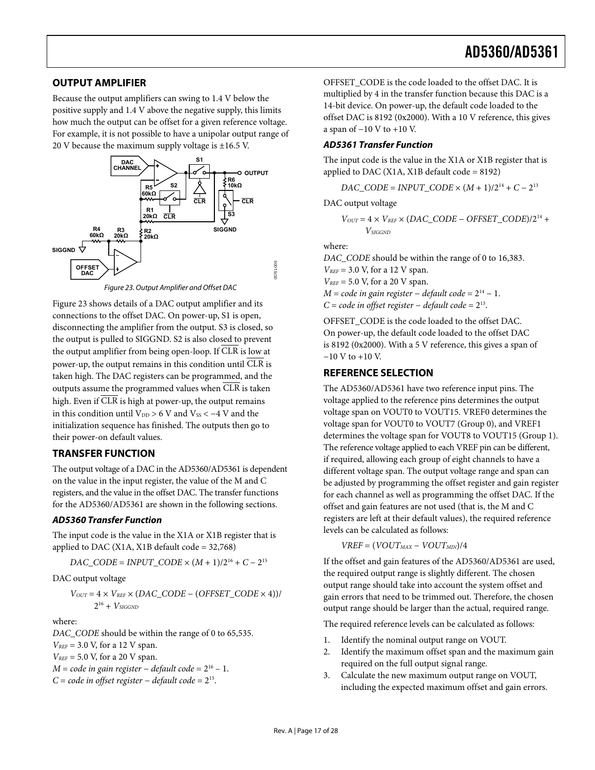## OUTPUT AMPLIFIER

Because the output amplifiers can swing to 1.4 V below the positive supply and 1.4 V above the negative supply, this limits how much the output can be offset for a given reference voltage. For example, it is not possible to have a unipolar output range of 20 V because the maximum supply voltage is ±16.5 V.

Figure 23. Output Amplifier and Offset DAC

Figure 23 shows details of a DAC output amplifier and its connections to the offset DAC. On power-up, S1 is open, disconnecting the amplifier from the output. S3 is closed, so the output is pulled to SIGGND. S2 is also closed to prevent the output amplifier from being open-loop. If $\overline{CLR}$ is low at power-up, the output remains in this condition until $\overline{CLR}$ is taken high. The DAC registers can be programmed, and the outputs assume the programmed values when $\overline{CLR}$ is taken high. Even if $\overline{CLR}$ is high at power-up, the output remains in this condition until $V_{DD} > 6$ V and $V_{SS} < -4$ V and the initialization sequence has finished. The outputs then go to their power-on default values.

## TRANSFER FUNCTION

The output voltage of a DAC in the AD5360/AD5361 is dependent on the value in the input register, the value of the M and C registers, and the value in the offset DAC. The transfer functions for the AD5360/AD5361 are shown in the following sections.

### AD5360 Transfer Function

The input code is the value in the X1A or X1B register that is applied to DAC (X1A, X1B default code = 32,768)

$$DAC\_CODE = INPUT\_CODE \times (M + 1)/2^{16} + C - 2^{15}$$

DAC output voltage

$$V_{OUT} = 4 \times V_{REF} \times (DAC\_CODE - (OFFSET\_CODE \times 4))/2^{16} + V_{SIGGND}$$

where:

*DAC_CODE* should be within the range of 0 to 65,535.
$V_{REF}$ = 3.0 V, for a 12 V span.
$V_{REF}$ = 5.0 V, for a 20 V span.
*M* = *code in gain register* − *default code* = $2^{16} - 1$.
*C* = *code in offset register* − *default code* = $2^{15}$.

OFFSET_CODE is the code loaded to the offset DAC. It is multiplied by 4 in the transfer function because this DAC is a 14-bit device. On power-up, the default code loaded to the offset DAC is 8192 (0x2000). With a 10 V reference, this gives a span of −10 V to +10 V.

### AD5361 Transfer Function

The input code is the value in the X1A or X1B register that is applied to DAC (X1A, X1B default code = 8192)

$$DAC\_CODE = INPUT\_CODE \times (M + 1)/2^{14} + C - 2^{13}$$

DAC output voltage

$$V_{OUT} = 4 \times V_{REF} \times (DAC\_CODE - OFFSET\_CODE)/2^{14} + V_{SIGGND}$$

where:

*DAC_CODE* should be within the range of 0 to 16,383.
$V_{REF}$ = 3.0 V, for a 12 V span.
$V_{REF}$ = 5.0 V, for a 20 V span.
*M* = *code in gain register* − *default code* = $2^{14} - 1$.
*C* = *code in offset register* − *default code* = $2^{13}$.

OFFSET_CODE is the code loaded to the offset DAC. On power-up, the default code loaded to the offset DAC is 8192 (0x2000). With a 5 V reference, this gives a span of −10 V to +10 V.

## REFERENCE SELECTION

The AD5360/AD5361 have two reference input pins. The voltage applied to the reference pins determines the output voltage span on VOUT0 to VOUT15. VREF0 determines the voltage span for VOUT0 to VOUT7 (Group 0), and VREF1 determines the voltage span for VOUT8 to VOUT15 (Group 1). The reference voltage applied to each VREF pin can be different, if required, allowing each group of eight channels to have a different voltage span. The output voltage range and span can be adjusted by programming the offset register and gain register for each channel as well as programming the offset DAC. If the offset and gain features are not used (that is, the M and C registers are left at their default values), the required reference levels can be calculated as follows:

$$VREF = (VOUT_{MAX} - VOUT_{MIN})/4$$

If the offset and gain features of the AD5360/AD5361 are used, the required output range is slightly different. The chosen output range should take into account the system offset and gain errors that need to be trimmed out. Therefore, the chosen output range should be larger than the actual, required range.

The required reference levels can be calculated as follows:

1. Identify the nominal output range on VOUT.
2. Identify the maximum offset span and the maximum gain required on the full output signal range.
3. Calculate the new maximum output range on VOUT, including the expected maximum offset and gain errors.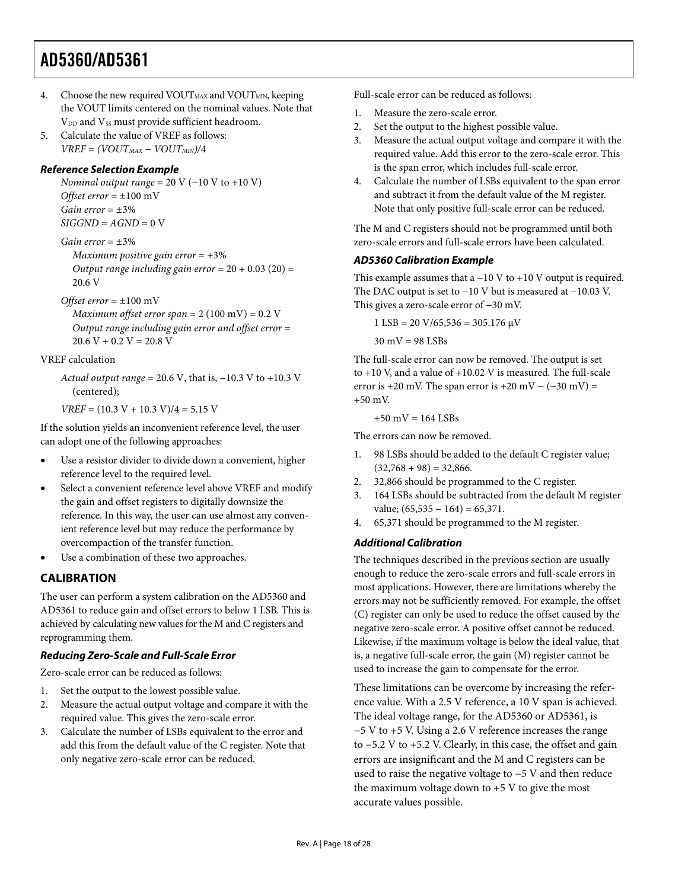4. Choose the new required $VOUT_{MAX}$ and $VOUT_{MIN}$, keeping the VOUT limits centered on the nominal values. Note that $V_{DD}$ and $V_{SS}$ must provide sufficient headroom.
5. Calculate the value of VREF as follows:
   $VREF = (VOUT_{MAX} − VOUT_{MIN})/4$

### Reference Selection Example

*Nominal output range* = 20 V (−10 V to +10 V)
*Offset error* = ±100 mV
*Gain error* = ±3%
*SIGGND* = *AGND* = 0 V

*Gain error* = ±3%
*Maximum positive gain error* = +3%
*Output range including gain error* = 20 + 0.03 (20) = 20.6 V

*Offset error* = ±100 mV
*Maximum offset error span* = 2 (100 mV) = 0.2 V
*Output range including gain error and offset error* = 20.6 V + 0.2 V = 20.8 V

VREF calculation

*Actual output range* = 20.6 V, that is, −10.3 V to +10.3 V (centered);

*VREF* = (10.3 V + 10.3 V)/4 = 5.15 V

If the solution yields an inconvenient reference level, the user can adopt one of the following approaches:

- Use a resistor divider to divide down a convenient, higher reference level to the required level.
- Select a convenient reference level above VREF and modify the gain and offset registers to digitally downsize the reference. In this way, the user can use almost any convenient reference level but may reduce the performance by overcompaction of the transfer function.
- Use a combination of these two approaches.

## CALIBRATION

The user can perform a system calibration on the AD5360 and AD5361 to reduce gain and offset errors to below 1 LSB. This is achieved by calculating new values for the M and C registers and reprogramming them.

### Reducing Zero-Scale and Full-Scale Error

Zero-scale error can be reduced as follows:

1. Set the output to the lowest possible value.
2. Measure the actual output voltage and compare it with the required value. This gives the zero-scale error.
3. Calculate the number of LSBs equivalent to the error and add this from the default value of the C register. Note that only negative zero-scale error can be reduced.

Full-scale error can be reduced as follows:

1. Measure the zero-scale error.
2. Set the output to the highest possible value.
3. Measure the actual output voltage and compare it with the required value. Add this error to the zero-scale error. This is the span error, which includes full-scale error.
4. Calculate the number of LSBs equivalent to the span error and subtract it from the default value of the M register. Note that only positive full-scale error can be reduced.

The M and C registers should not be programmed until both zero-scale errors and full-scale errors have been calculated.

### AD5360 Calibration Example

This example assumes that a −10 V to +10 V output is required. The DAC output is set to −10 V but is measured at −10.03 V. This gives a zero-scale error of −30 mV.

1 LSB = 20 V/65,536 = 305.176 μV

30 mV = 98 LSBs

The full-scale error can now be removed. The output is set to +10 V, and a value of +10.02 V is measured. The full-scale error is +20 mV. The span error is +20 mV − (−30 mV) = +50 mV.

+50 mV = 164 LSBs

The errors can now be removed.

1. 98 LSBs should be added to the default C register value; (32,768 + 98) = 32,866.
2. 32,866 should be programmed to the C register.
3. 164 LSBs should be subtracted from the default M register value; (65,535 − 164) = 65,371.
4. 65,371 should be programmed to the M register.

### Additional Calibration

The techniques described in the previous section are usually enough to reduce the zero-scale errors and full-scale errors in most applications. However, there are limitations whereby the errors may not be sufficiently removed. For example, the offset (C) register can only be used to reduce the offset caused by the negative zero-scale error. A positive offset cannot be reduced. Likewise, if the maximum voltage is below the ideal value, that is, a negative full-scale error, the gain (M) register cannot be used to increase the gain to compensate for the error.

These limitations can be overcome by increasing the reference value. With a 2.5 V reference, a 10 V span is achieved. The ideal voltage range, for the AD5360 or AD5361, is −5 V to +5 V. Using a 2.6 V reference increases the range to −5.2 V to +5.2 V. Clearly, in this case, the offset and gain errors are insignificant and the M and C registers can be used to raise the negative voltage to −5 V and then reduce the maximum voltage down to +5 V to give the most accurate values possible.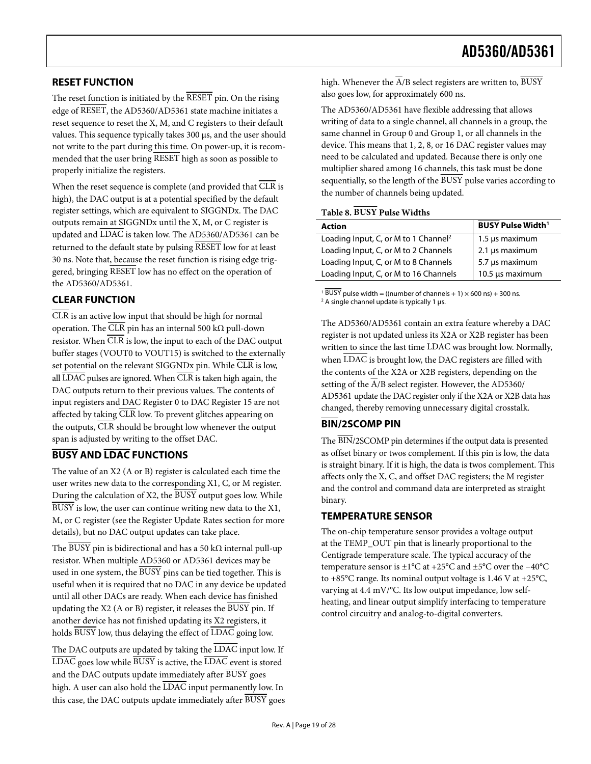## RESET FUNCTION

The reset function is initiated by the RESET pin. On the rising edge of RESET, the AD5360/AD5361 state machine initiates a reset sequence to reset the X, M, and C registers to their default values. This sequence typically takes 300 μs, and the user should not write to the part during this time. On power-up, it is recommended that the user bring RESET high as soon as possible to properly initialize the registers.

When the reset sequence is complete (and provided that CLR is high), the DAC output is at a potential specified by the default register settings, which are equivalent to SIGGNDx. The DAC outputs remain at SIGGNDx until the X, M, or C register is updated and LDAC is taken low. The AD5360/AD5361 can be returned to the default state by pulsing RESET low for at least 30 ns. Note that, because the reset function is rising edge triggered, bringing RESET low has no effect on the operation of the AD5360/AD5361.

## CLEAR FUNCTION

CLR is an active low input that should be high for normal operation. The CLR pin has an internal 500 kΩ pull-down resistor. When CLR is low, the input to each of the DAC output buffer stages (VOUT0 to VOUT15) is switched to the externally set potential on the relevant SIGGNDx pin. While CLR is low, all LDAC pulses are ignored. When CLR is taken high again, the DAC outputs return to their previous values. The contents of input registers and DAC Register 0 to DAC Register 15 are not affected by taking CLR low. To prevent glitches appearing on the outputs, CLR should be brought low whenever the output span is adjusted by writing to the offset DAC.

## BUSY AND LDAC FUNCTIONS

The value of an X2 (A or B) register is calculated each time the user writes new data to the corresponding X1, C, or M register. During the calculation of X2, the BUSY output goes low. While BUSY is low, the user can continue writing new data to the X1, M, or C register (see the Register Update Rates section for more details), but no DAC output updates can take place.

The BUSY pin is bidirectional and has a 50 kΩ internal pull-up resistor. When multiple AD5360 or AD5361 devices may be used in one system, the BUSY pins can be tied together. This is useful when it is required that no DAC in any device be updated until all other DACs are ready. When each device has finished updating the X2 (A or B) register, it releases the BUSY pin. If another device has not finished updating its X2 registers, it holds BUSY low, thus delaying the effect of LDAC going low.

The DAC outputs are updated by taking the LDAC input low. If LDAC goes low while BUSY is active, the LDAC event is stored and the DAC outputs update immediately after BUSY goes high. A user can also hold the LDAC input permanently low. In this case, the DAC outputs update immediately after BUSY goes high. Whenever the A/B select registers are written to, BUSY also goes low, for approximately 600 ns.

The AD5360/AD5361 have flexible addressing that allows writing of data to a single channel, all channels in a group, the same channel in Group 0 and Group 1, or all channels in the device. This means that 1, 2, 8, or 16 DAC register values may need to be calculated and updated. Because there is only one multiplier shared among 16 channels, this task must be done sequentially, so the length of the BUSY pulse varies according to the number of channels being updated.

**Table 8. BUSY Pulse Widths**

| Action | BUSY Pulse Width[1] |
|---|---|
| Loading Input, C, or M to 1 Channel[2] | 1.5 μs maximum |
| Loading Input, C, or M to 2 Channels | 2.1 μs maximum |
| Loading Input, C, or M to 8 Channels | 5.7 μs maximum |
| Loading Input, C, or M to 16 Channels | 10.5 μs maximum |

[1] BUSY pulse width = ((number of channels + 1) × 600 ns) + 300 ns.
[2] A single channel update is typically 1 μs.

The AD5360/AD5361 contain an extra feature whereby a DAC register is not updated unless its X2A or X2B register has been written to since the last time LDAC was brought low. Normally, when LDAC is brought low, the DAC registers are filled with the contents of the X2A or X2B registers, depending on the setting of the A/B select register. However, the AD5360/AD5361 update the DAC register only if the X2A or X2B data has changed, thereby removing unnecessary digital crosstalk.

## BIN/2SCOMP PIN

The BIN/2SCOMP pin determines if the output data is presented as offset binary or twos complement. If this pin is low, the data is straight binary. If it is high, the data is twos complement. This affects only the X, C, and offset DAC registers; the M register and the control and command data are interpreted as straight binary.

## TEMPERATURE SENSOR

The on-chip temperature sensor provides a voltage output at the TEMP_OUT pin that is linearly proportional to the Centigrade temperature scale. The typical accuracy of the temperature sensor is ±1°C at +25°C and ±5°C over the −40°C to +85°C range. Its nominal output voltage is 1.46 V at +25°C, varying at 4.4 mV/°C. Its low output impedance, low self-heating, and linear output simplify interfacing to temperature control circuitry and analog-to-digital converters.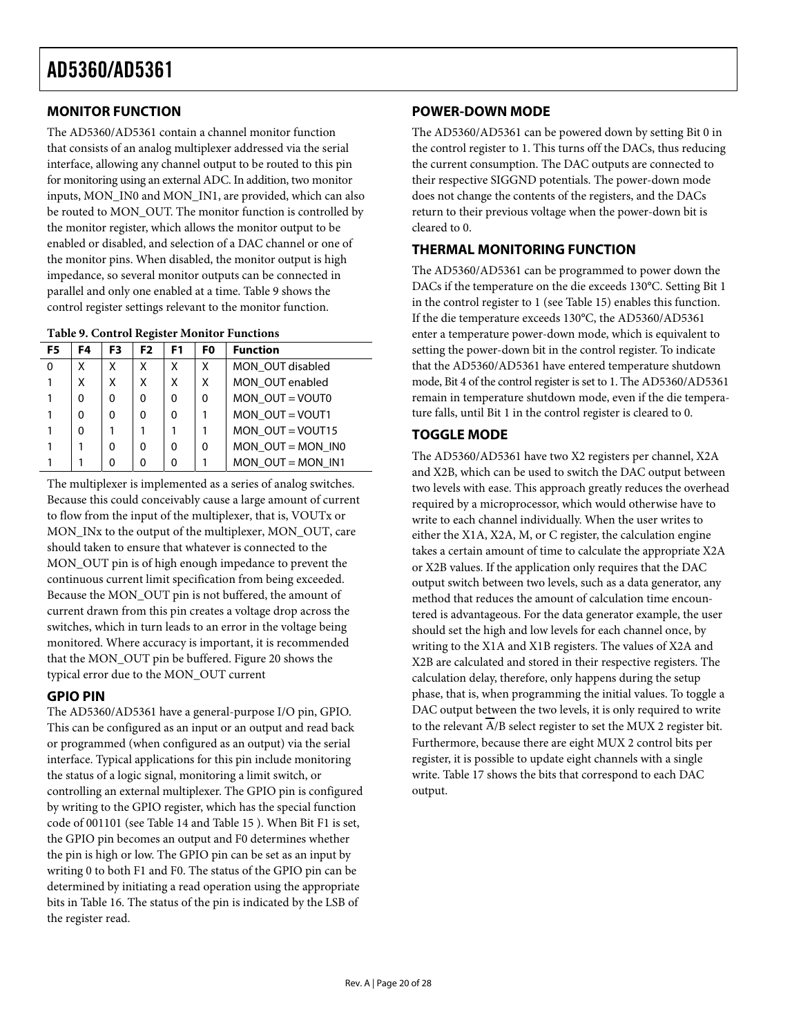## MONITOR FUNCTION

The AD5360/AD5361 contain a channel monitor function that consists of an analog multiplexer addressed via the serial interface, allowing any channel output to be routed to this pin for monitoring using an external ADC. In addition, two monitor inputs, MON_IN0 and MON_IN1, are provided, which can also be routed to MON_OUT. The monitor function is controlled by the monitor register, which allows the monitor output to be enabled or disabled, and selection of a DAC channel or one of the monitor pins. When disabled, the monitor output is high impedance, so several monitor outputs can be connected in parallel and only one enabled at a time. Table 9 shows the control register settings relevant to the monitor function.

**Table 9. Control Register Monitor Functions**

| F5 | F4 | F3 | F2 | F1 | F0 | Function |
|---|---|---|---|---|---|---|
| 0 | X | X | X | X | X | MON_OUT disabled |
| 1 | X | X | X | X | X | MON_OUT enabled |
| 1 | 0 | 0 | 0 | 0 | 0 | MON_OUT = VOUT0 |
| 1 | 0 | 0 | 0 | 0 | 1 | MON_OUT = VOUT1 |
| 1 | 0 | 1 | 1 | 1 | 1 | MON_OUT = VOUT15 |
| 1 | 1 | 0 | 0 | 0 | 0 | MON_OUT = MON_IN0 |
| 1 | 1 | 0 | 0 | 0 | 1 | MON_OUT = MON_IN1 |

The multiplexer is implemented as a series of analog switches. Because this could conceivably cause a large amount of current to flow from the input of the multiplexer, that is, VOUTx or MON_INx to the output of the multiplexer, MON_OUT, care should taken to ensure that whatever is connected to the MON_OUT pin is of high enough impedance to prevent the continuous current limit specification from being exceeded. Because the MON_OUT pin is not buffered, the amount of current drawn from this pin creates a voltage drop across the switches, which in turn leads to an error in the voltage being monitored. Where accuracy is important, it is recommended that the MON_OUT pin be buffered. Figure 20 shows the typical error due to the MON_OUT current

## GPIO PIN

The AD5360/AD5361 have a general-purpose I/O pin, GPIO. This can be configured as an input or an output and read back or programmed (when configured as an output) via the serial interface. Typical applications for this pin include monitoring the status of a logic signal, monitoring a limit switch, or controlling an external multiplexer. The GPIO pin is configured by writing to the GPIO register, which has the special function code of 001101 (see Table 14 and Table 15 ). When Bit F1 is set, the GPIO pin becomes an output and F0 determines whether the pin is high or low. The GPIO pin can be set as an input by writing 0 to both F1 and F0. The status of the GPIO pin can be determined by initiating a read operation using the appropriate bits in Table 16. The status of the pin is indicated by the LSB of the register read.

## POWER-DOWN MODE

The AD5360/AD5361 can be powered down by setting Bit 0 in the control register to 1. This turns off the DACs, thus reducing the current consumption. The DAC outputs are connected to their respective SIGGND potentials. The power-down mode does not change the contents of the registers, and the DACs return to their previous voltage when the power-down bit is cleared to 0.

## THERMAL MONITORING FUNCTION

The AD5360/AD5361 can be programmed to power down the DACs if the temperature on the die exceeds 130°C. Setting Bit 1 in the control register to 1 (see Table 15) enables this function. If the die temperature exceeds 130°C, the AD5360/AD5361 enter a temperature power-down mode, which is equivalent to setting the power-down bit in the control register. To indicate that the AD5360/AD5361 have entered temperature shutdown mode, Bit 4 of the control register is set to 1. The AD5360/AD5361 remain in temperature shutdown mode, even if the die temperature falls, until Bit 1 in the control register is cleared to 0.

## TOGGLE MODE

The AD5360/AD5361 have two X2 registers per channel, X2A and X2B, which can be used to switch the DAC output between two levels with ease. This approach greatly reduces the overhead required by a microprocessor, which would otherwise have to write to each channel individually. When the user writes to either the X1A, X2A, M, or C register, the calculation engine takes a certain amount of time to calculate the appropriate X2A or X2B values. If the application only requires that the DAC output switch between two levels, such as a data generator, any method that reduces the amount of calculation time encountered is advantageous. For the data generator example, the user should set the high and low levels for each channel once, by writing to the X1A and X1B registers. The values of X2A and X2B are calculated and stored in their respective registers. The calculation delay, therefore, only happens during the setup phase, that is, when programming the initial values. To toggle a DAC output between the two levels, it is only required to write to the relevant $\overline{\text{A}}$/B select register to set the MUX 2 register bit. Furthermore, because there are eight MUX 2 control bits per register, it is possible to update eight channels with a single write. Table 17 shows the bits that correspond to each DAC output.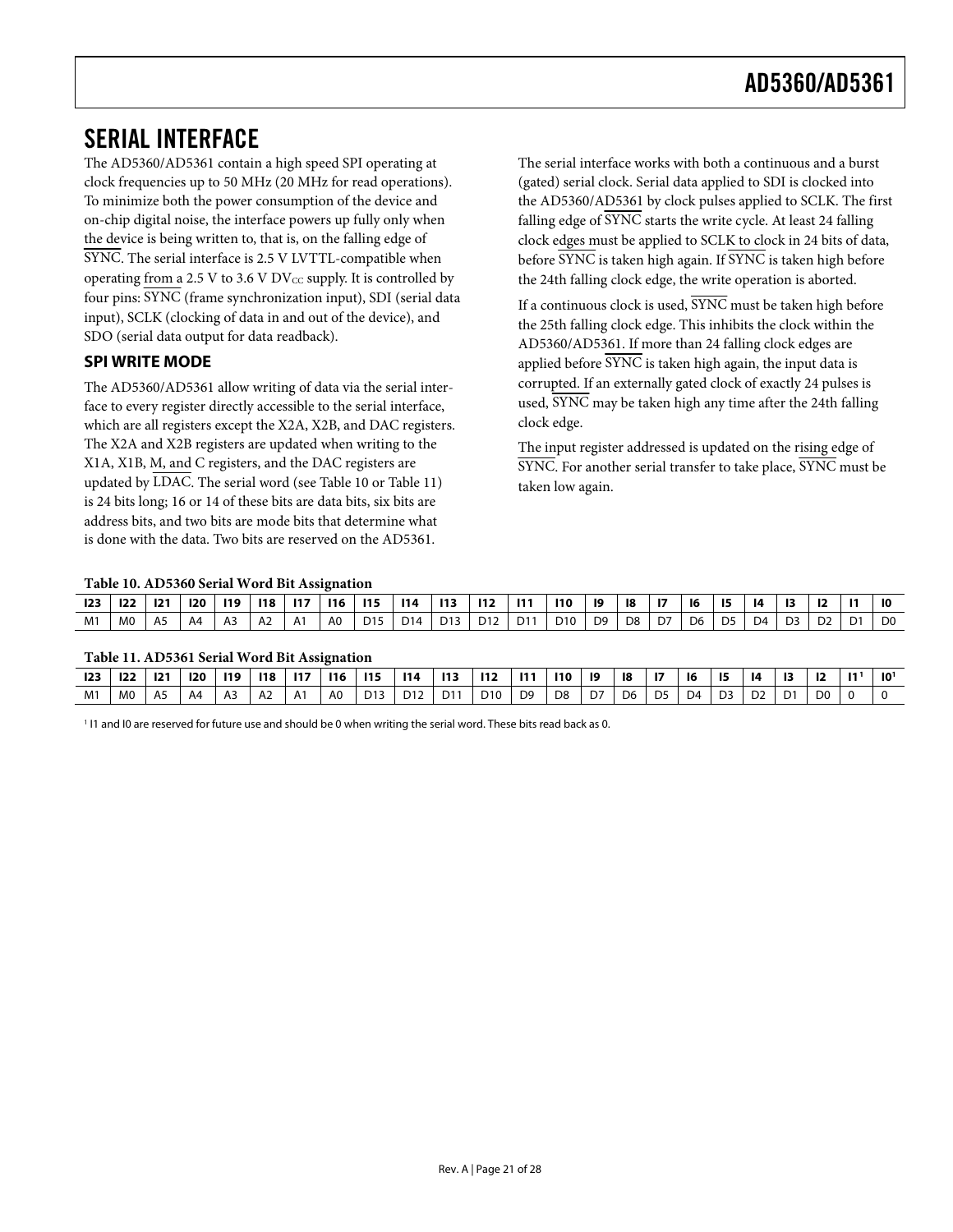## SERIAL INTERFACE

The AD5360/AD5361 contain a high speed SPI operating at clock frequencies up to 50 MHz (20 MHz for read operations). To minimize both the power consumption of the device and on-chip digital noise, the interface powers up fully only when the device is being written to, that is, on the falling edge of $\overline{\text{SYNC}}$. The serial interface is 2.5 V LVTTL-compatible when operating from a 2.5 V to 3.6 V $DV_{CC}$ supply. It is controlled by four pins: $\overline{\text{SYNC}}$ (frame synchronization input), SDI (serial data input), SCLK (clocking of data in and out of the device), and SDO (serial data output for data readback).

### SPI WRITE MODE

The AD5360/AD5361 allow writing of data via the serial interface to every register directly accessible to the serial interface, which are all registers except the X2A, X2B, and DAC registers. The X2A and X2B registers are updated when writing to the X1A, X1B, M, and C registers, and the DAC registers are updated by $\overline{\text{LDAC}}$. The serial word (see Table 10 or Table 11) is 24 bits long; 16 or 14 of these bits are data bits, six bits are address bits, and two bits are mode bits that determine what is done with the data. Two bits are reserved on the AD5361.

The serial interface works with both a continuous and a burst (gated) serial clock. Serial data applied to SDI is clocked into the AD5360/AD5361 by clock pulses applied to SCLK. The first falling edge of $\overline{\text{SYNC}}$ starts the write cycle. At least 24 falling clock edges must be applied to SCLK to clock in 24 bits of data, before $\overline{\text{SYNC}}$ is taken high again. If $\overline{\text{SYNC}}$ is taken high before the 24th falling clock edge, the write operation is aborted.

If a continuous clock is used, $\overline{\text{SYNC}}$ must be taken high before the 25th falling clock edge. This inhibits the clock within the AD5360/AD5361. If more than 24 falling clock edges are applied before $\overline{\text{SYNC}}$ is taken high again, the input data is corrupted. If an externally gated clock of exactly 24 pulses is used, $\overline{\text{SYNC}}$ may be taken high any time after the 24th falling clock edge.

The input register addressed is updated on the rising edge of $\overline{\text{SYNC}}$. For another serial transfer to take place, $\overline{\text{SYNC}}$ must be taken low again.

**Table 10. AD5360 Serial Word Bit Assignation**

| I23 | I22 | I21 | I20 | I19 | I18 | I17 | I16 | I15 | I14 | I13 | I12 | I11 | I10 | I9 | I8 | I7 | I6 | I5 | I4 | I3 | I2 | I1 | I0 |
|---|---|---|---|---|---|---|---|---|---|---|---|---|---|---|---|---|---|---|---|---|---|---|---|
| M1 | M0 | A5 | A4 | A3 | A2 | A1 | A0 | D15 | D14 | D13 | D12 | D11 | D10 | D9 | D8 | D7 | D6 | D5 | D4 | D3 | D2 | D1 | D0 |

**Table 11. AD5361 Serial Word Bit Assignation**

| I23 | I22 | I21 | I20 | I19 | I18 | I17 | I16 | I15 | I14 | I13 | I12 | I11 | I10 | I9 | I8 | I7 | I6 | I5 | I4 | I3 | I2 | I1[1] | I0[1] |
|---|---|---|---|---|---|---|---|---|---|---|---|---|---|---|---|---|---|---|---|---|---|---|---|
| M1 | M0 | A5 | A4 | A3 | A2 | A1 | A0 | D13 | D12 | D11 | D10 | D9 | D8 | D7 | D6 | D5 | D4 | D3 | D2 | D1 | D0 | 0 | 0 |

[1] I1 and I0 are reserved for future use and should be 0 when writing the serial word. These bits read back as 0.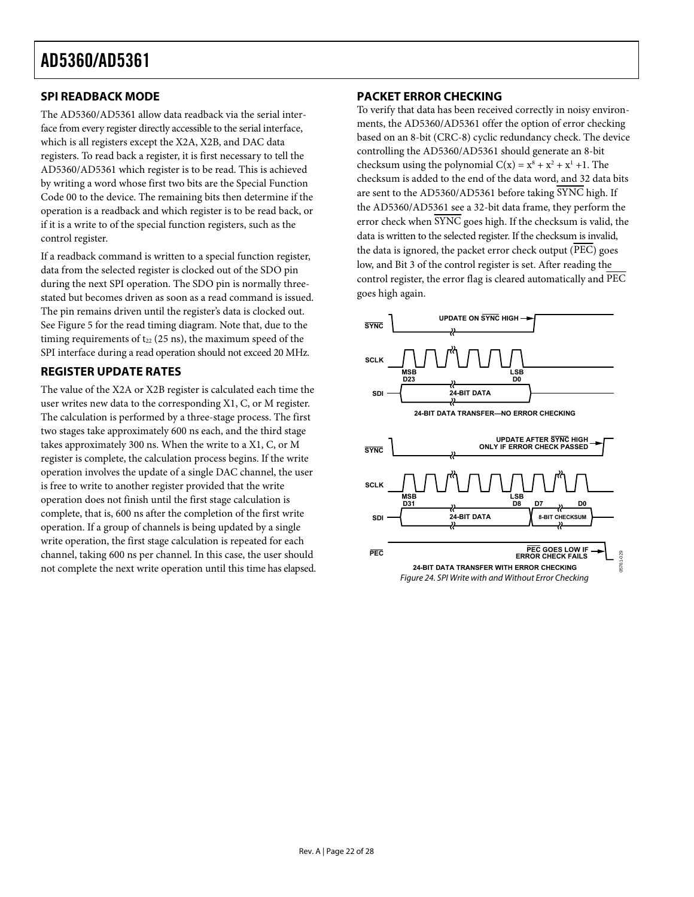## SPI READBACK MODE

The AD5360/AD5361 allow data readback via the serial interface from every register directly accessible to the serial interface, which is all registers except the X2A, X2B, and DAC data registers. To read back a register, it is first necessary to tell the AD5360/AD5361 which register is to be read. This is achieved by writing a word whose first two bits are the Special Function Code 00 to the device. The remaining bits then determine if the operation is a readback and which register is to be read back, or if it is a write to of the special function registers, such as the control register.

If a readback command is written to a special function register, data from the selected register is clocked out of the SDO pin during the next SPI operation. The SDO pin is normally three-stated but becomes driven as soon as a read command is issued. The pin remains driven until the register's data is clocked out. See Figure 5 for the read timing diagram. Note that, due to the timing requirements of $t_{22}$ (25 ns), the maximum speed of the SPI interface during a read operation should not exceed 20 MHz.

## REGISTER UPDATE RATES

The value of the X2A or X2B register is calculated each time the user writes new data to the corresponding X1, C, or M register. The calculation is performed by a three-stage process. The first two stages take approximately 600 ns each, and the third stage takes approximately 300 ns. When the write to a X1, C, or M register is complete, the calculation process begins. If the write operation involves the update of a single DAC channel, the user is free to write to another register provided that the write operation does not finish until the first stage calculation is complete, that is, 600 ns after the completion of the first write operation. If a group of channels is being updated by a single write operation, the first stage calculation is repeated for each channel, taking 600 ns per channel. In this case, the user should not complete the next write operation until this time has elapsed.

## PACKET ERROR CHECKING

To verify that data has been received correctly in noisy environments, the AD5360/AD5361 offer the option of error checking based on an 8-bit (CRC-8) cyclic redundancy check. The device controlling the AD5360/AD5361 should generate an 8-bit checksum using the polynomial $C(x) = x^8 + x^2 + x^1 + 1$. The checksum is added to the end of the data word, and 32 data bits are sent to the AD5360/AD5361 before taking SYNC high. If the AD5360/AD5361 see a 32-bit data frame, they perform the error check when SYNC goes high. If the checksum is valid, the data is written to the selected register. If the checksum is invalid, the data is ignored, the packet error check output (PEC) goes low, and Bit 3 of the control register is set. After reading the control register, the error flag is cleared automatically and PEC goes high again.

Figure 24. SPI Write with and Without Error Checking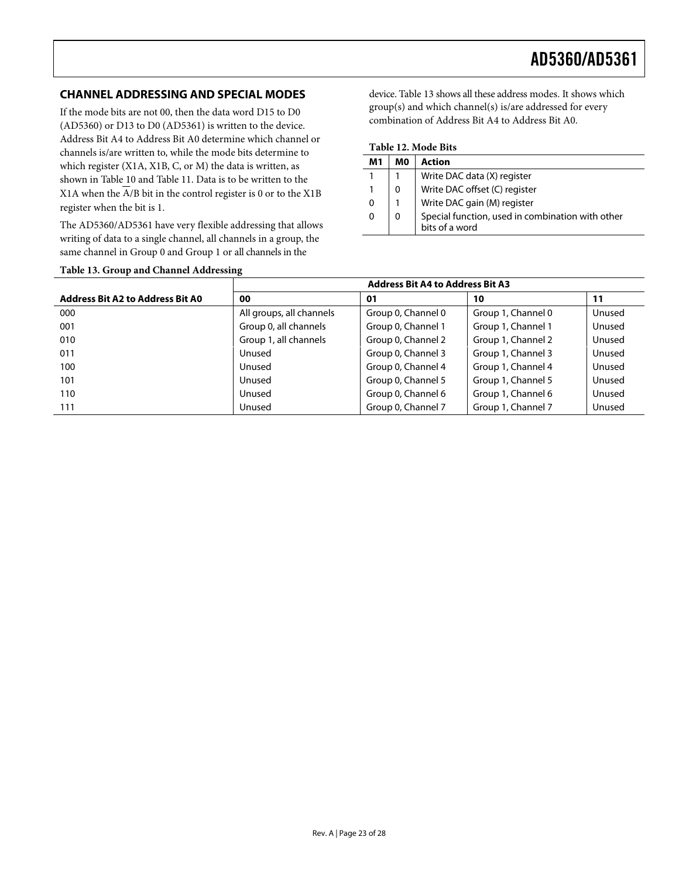## CHANNEL ADDRESSING AND SPECIAL MODES

If the mode bits are not 00, then the data word D15 to D0 (AD5360) or D13 to D0 (AD5361) is written to the device. Address Bit A4 to Address Bit A0 determine which channel or channels is/are written to, while the mode bits determine to which register (X1A, X1B, C, or M) the data is written, as shown in Table 10 and Table 11. Data is to be written to the X1A when the $\overline{A}$/B bit in the control register is 0 or to the X1B register when the bit is 1.

The AD5360/AD5361 have very flexible addressing that allows writing of data to a single channel, all channels in a group, the same channel in Group 0 and Group 1 or all channels in the device. Table 13 shows all these address modes. It shows which group(s) and which channel(s) is/are addressed for every combination of Address Bit A4 to Address Bit A0.

**Table 12. Mode Bits**

| M1 | M0 | Action |
|---|---|---|
| 1 | 1 | Write DAC data (X) register |
| 1 | 0 | Write DAC offset (C) register |
| 0 | 1 | Write DAC gain (M) register |
| 0 | 0 | Special function, used in combination with other bits of a word |

**Table 13. Group and Channel Addressing**

| | Address Bit A4 to Address Bit A3 | | | |
|---|---|---|---|---|
| **Address Bit A2 to Address Bit A0** | **00** | **01** | **10** | **11** |
| 000 | All groups, all channels | Group 0, Channel 0 | Group 1, Channel 0 | Unused |
| 001 | Group 0, all channels | Group 0, Channel 1 | Group 1, Channel 1 | Unused |
| 010 | Group 1, all channels | Group 0, Channel 2 | Group 1, Channel 2 | Unused |
| 011 | Unused | Group 0, Channel 3 | Group 1, Channel 3 | Unused |
| 100 | Unused | Group 0, Channel 4 | Group 1, Channel 4 | Unused |
| 101 | Unused | Group 0, Channel 5 | Group 1, Channel 5 | Unused |
| 110 | Unused | Group 0, Channel 6 | Group 1, Channel 6 | Unused |
| 111 | Unused | Group 0, Channel 7 | Group 1, Channel 7 | Unused |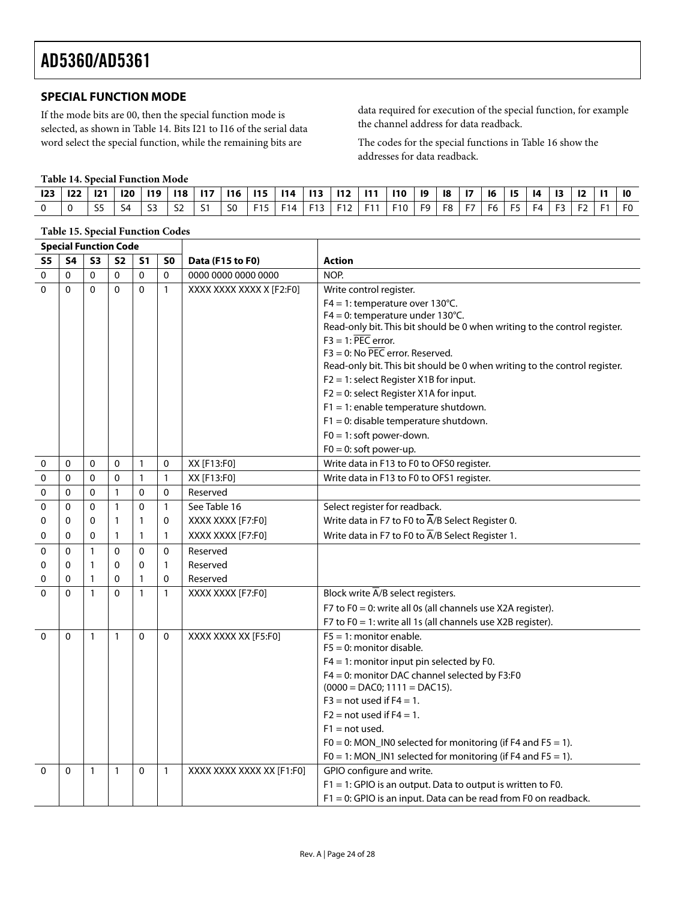## SPECIAL FUNCTION MODE

If the mode bits are 00, then the special function mode is selected, as shown in Table 14. Bits I21 to I16 of the serial data word select the special function, while the remaining bits are data required for execution of the special function, for example the channel address for data readback.

The codes for the special functions in Table 16 show the addresses for data readback.

**Table 14. Special Function Mode**

| I23 | I22 | I21 | I20 | I19 | I18 | I17 | I16 | I15 | I14 | I13 | I12 | I11 | I10 | I9 | I8 | I7 | I6 | I5 | I4 | I3 | I2 | I1 | I0 |
|---|---|---|---|---|---|---|---|---|---|---|---|---|---|---|---|---|---|---|---|---|---|---|---|
| 0 | 0 | S5 | S4 | S3 | S2 | S1 | S0 | F15 | F14 | F13 | F12 | F11 | F10 | F9 | F8 | F7 | F6 | F5 | F4 | F3 | F2 | F1 | F0 |

**Table 15. Special Function Codes**

| Special Function Code | | | | | | | |
|---|---|---|---|---|---|---|---|
| S5 | S4 | S3 | S2 | S1 | S0 | Data (F15 to F0) | Action |
| 0 | 0 | 0 | 0 | 0 | 0 | 0000 0000 0000 0000 | NOP. |
| 0 | 0 | 0 | 0 | 0 | 1 | XXXX XXXX XXXX X [F2:F0] | Write control register.<br>F4 = 1: temperature over 130°C.<br>F4 = 0: temperature under 130°C.<br>Read-only bit. This bit should be 0 when writing to the control register.<br>F3 = 1: $\overline{\text{PEC}}$ error.<br>F3 = 0: No $\overline{\text{PEC}}$ error. Reserved.<br>Read-only bit. This bit should be 0 when writing to the control register.<br>F2 = 1: select Register X1B for input.<br>F2 = 0: select Register X1A for input.<br>F1 = 1: enable temperature shutdown.<br>F1 = 0: disable temperature shutdown.<br>F0 = 1: soft power-down.<br>F0 = 0: soft power-up. |
| 0 | 0 | 0 | 0 | 1 | 0 | XX [F13:F0] | Write data in F13 to F0 to OFS0 register. |
| 0 | 0 | 0 | 0 | 1 | 1 | XX [F13:F0] | Write data in F13 to F0 to OFS1 register. |
| 0 | 0 | 0 | 1 | 0 | 0 | Reserved | |
| 0 | 0 | 0 | 1 | 0 | 1 | See Table 16 | Select register for readback. |
| 0 | 0 | 0 | 1 | 1 | 0 | XXXX XXXX [F7:F0] | Write data in F7 to F0 to $\overline{\text{A}}$/B Select Register 0. |
| 0 | 0 | 0 | 1 | 1 | 1 | XXXX XXXX [F7:F0] | Write data in F7 to F0 to $\overline{\text{A}}$/B Select Register 1. |
| 0 | 0 | 1 | 0 | 0 | 0 | Reserved | |
| 0 | 0 | 1 | 0 | 0 | 1 | Reserved | |
| 0 | 0 | 1 | 0 | 1 | 0 | Reserved | |
| 0 | 0 | 1 | 0 | 1 | 1 | XXXX XXXX [F7:F0] | Block write $\overline{\text{A}}$/B select registers.<br>F7 to F0 = 0: write all 0s (all channels use X2A register).<br>F7 to F0 = 1: write all 1s (all channels use X2B register). |
| 0 | 0 | 1 | 1 | 0 | 0 | XXXX XXXX XX [F5:F0] | F5 = 1: monitor enable.<br>F5 = 0: monitor disable.<br>F4 = 1: monitor input pin selected by F0.<br>F4 = 0: monitor DAC channel selected by F3:F0 (0000 = DAC0; 1111 = DAC15).<br>F3 = not used if F4 = 1.<br>F2 = not used if F4 = 1.<br>F1 = not used.<br>F0 = 0: MON_IN0 selected for monitoring (if F4 and F5 = 1).<br>F0 = 1: MON_IN1 selected for monitoring (if F4 and F5 = 1). |
| 0 | 0 | 1 | 1 | 0 | 1 | XXXX XXXX XXXX XX [F1:F0] | GPIO configure and write.<br>F1 = 1: GPIO is an output. Data to output is written to F0.<br>F1 = 0: GPIO is an input. Data can be read from F0 on readback. |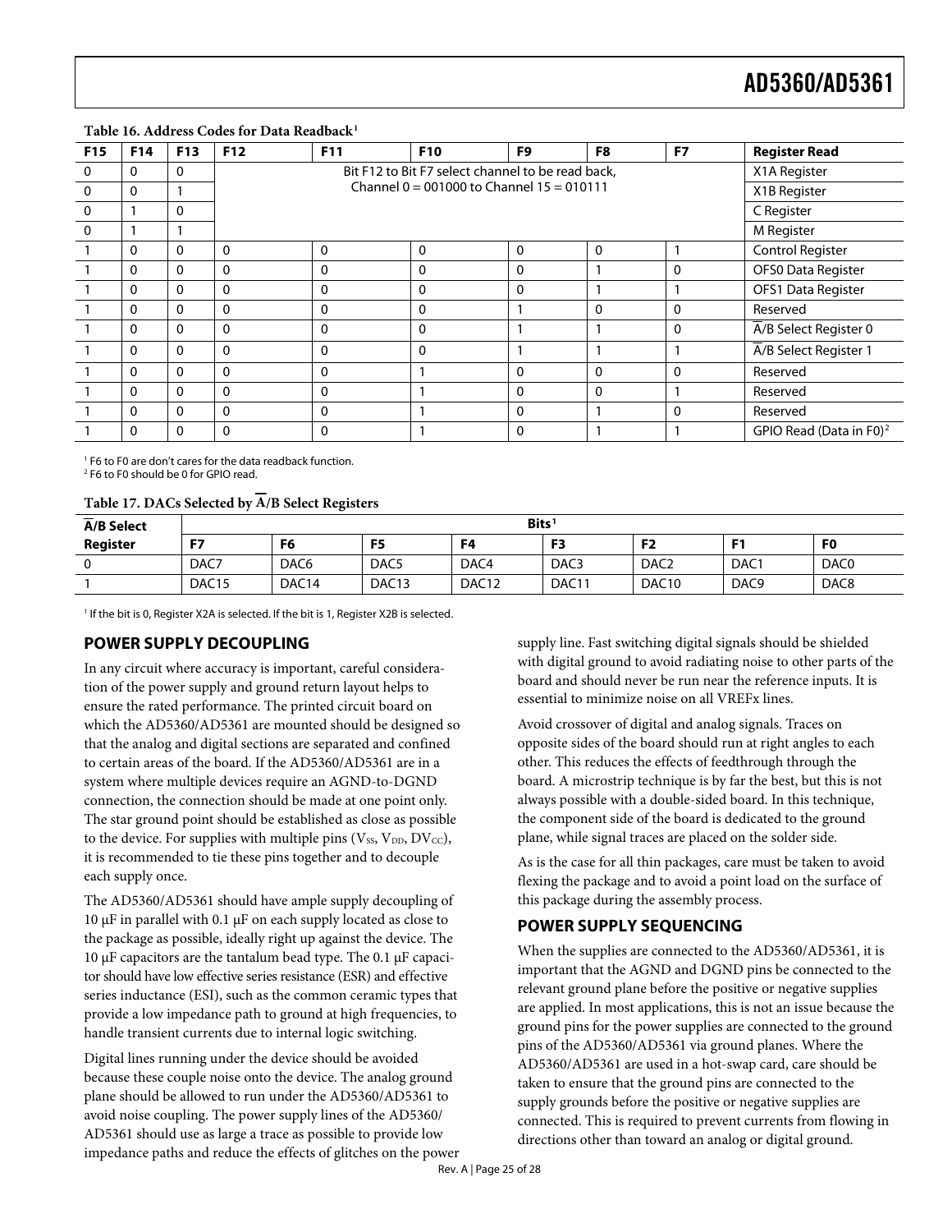**Table 16. Address Codes for Data Readback[1]**

| F15 | F14 | F13 | F12 | F11 | F10 | F9 | F8 | F7 | Register Read |
|---|---|---|---|---|---|---|---|---|---|
| 0 | 0 | 0 | Bit F12 to Bit F7 select channel to be read back, Channel 0 = 001000 to Channel 15 = 010111 | | | | | | X1A Register |
| 0 | 0 | 1 | | | | | | | X1B Register |
| 0 | 1 | 0 | | | | | | | C Register |
| 0 | 1 | 1 | | | | | | | M Register |
| 1 | 0 | 0 | 0 | 0 | 0 | 0 | 0 | 1 | Control Register |
| 1 | 0 | 0 | 0 | 0 | 0 | 0 | 1 | 0 | OFS0 Data Register |
| 1 | 0 | 0 | 0 | 0 | 0 | 0 | 1 | 1 | OFS1 Data Register |
| 1 | 0 | 0 | 0 | 0 | 0 | 1 | 0 | 0 | Reserved |
| 1 | 0 | 0 | 0 | 0 | 0 | 1 | 1 | 0 | $\overline{A}$/B Select Register 0 |
| 1 | 0 | 0 | 0 | 0 | 0 | 1 | 1 | 1 | $\overline{A}$/B Select Register 1 |
| 1 | 0 | 0 | 0 | 0 | 1 | 0 | 0 | 0 | Reserved |
| 1 | 0 | 0 | 0 | 0 | 1 | 0 | 0 | 1 | Reserved |
| 1 | 0 | 0 | 0 | 0 | 1 | 0 | 1 | 0 | Reserved |
| 1 | 0 | 0 | 0 | 0 | 1 | 0 | 1 | 1 | GPIO Read (Data in F0)[2] |

[1] F6 to F0 are don't cares for the data readback function.
[2] F6 to F0 should be 0 for GPIO read.

**Table 17. DACs Selected by $\overline{A}$/B Select Registers**

| $\overline{A}$/B Select Register | Bits[1] | | | | | | | |
|---|---|---|---|---|---|---|---|---|
| | F7 | F6 | F5 | F4 | F3 | F2 | F1 | F0 |
| 0 | DAC7 | DAC6 | DAC5 | DAC4 | DAC3 | DAC2 | DAC1 | DAC0 |
| 1 | DAC15 | DAC14 | DAC13 | DAC12 | DAC11 | DAC10 | DAC9 | DAC8 |

[1] If the bit is 0, Register X2A is selected. If the bit is 1, Register X2B is selected.

## POWER SUPPLY DECOUPLING

In any circuit where accuracy is important, careful consideration of the power supply and ground return layout helps to ensure the rated performance. The printed circuit board on which the AD5360/AD5361 are mounted should be designed so that the analog and digital sections are separated and confined to certain areas of the board. If the AD5360/AD5361 are in a system where multiple devices require an AGND-to-DGND connection, the connection should be made at one point only. The star ground point should be established as close as possible to the device. For supplies with multiple pins ($V_{SS}$, $V_{DD}$, $DV_{CC}$), it is recommended to tie these pins together and to decouple each supply once.

The AD5360/AD5361 should have ample supply decoupling of 10 μF in parallel with 0.1 μF on each supply located as close to the package as possible, ideally right up against the device. The 10 μF capacitors are the tantalum bead type. The 0.1 μF capacitor should have low effective series resistance (ESR) and effective series inductance (ESI), such as the common ceramic types that provide a low impedance path to ground at high frequencies, to handle transient currents due to internal logic switching.

Digital lines running under the device should be avoided because these couple noise onto the device. The analog ground plane should be allowed to run under the AD5360/AD5361 to avoid noise coupling. The power supply lines of the AD5360/AD5361 should use as large a trace as possible to provide low impedance paths and reduce the effects of glitches on the power supply line. Fast switching digital signals should be shielded with digital ground to avoid radiating noise to other parts of the board and should never be run near the reference inputs. It is essential to minimize noise on all VREFx lines.

Avoid crossover of digital and analog signals. Traces on opposite sides of the board should run at right angles to each other. This reduces the effects of feedthrough through the board. A microstrip technique is by far the best, but this is not always possible with a double-sided board. In this technique, the component side of the board is dedicated to the ground plane, while signal traces are placed on the solder side.

As is the case for all thin packages, care must be taken to avoid flexing the package and to avoid a point load on the surface of this package during the assembly process.

## POWER SUPPLY SEQUENCING

When the supplies are connected to the AD5360/AD5361, it is important that the AGND and DGND pins be connected to the relevant ground plane before the positive or negative supplies are applied. In most applications, this is not an issue because the ground pins for the power supplies are connected to the ground pins of the AD5360/AD5361 via ground planes. Where the AD5360/AD5361 are used in a hot-swap card, care should be taken to ensure that the ground pins are connected to the supply grounds before the positive or negative supplies are connected. This is required to prevent currents from flowing in directions other than toward an analog or digital ground.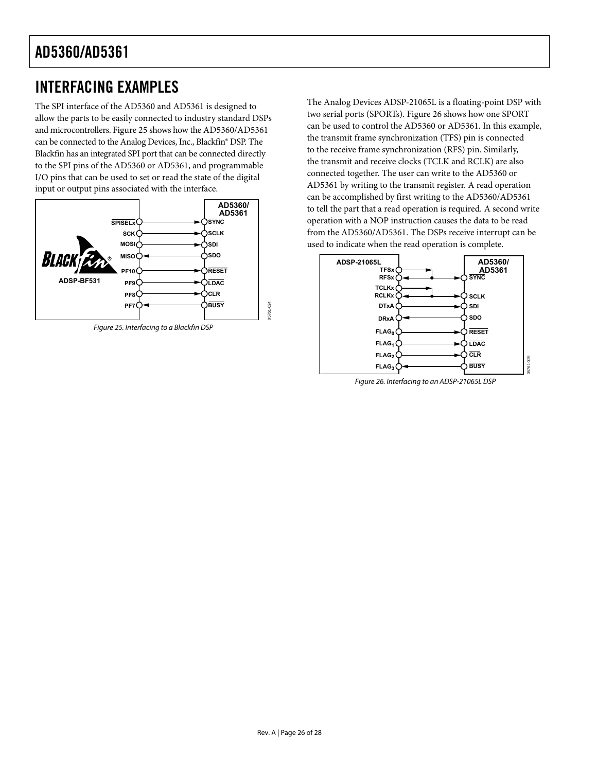## INTERFACING EXAMPLES

The SPI interface of the AD5360 and AD5361 is designed to allow the parts to be easily connected to industry standard DSPs and microcontrollers. Figure 25 shows how the AD5360/AD5361 can be connected to the Analog Devices, Inc., Blackfin® DSP. The Blackfin has an integrated SPI port that can be connected directly to the SPI pins of the AD5360 or AD5361, and programmable I/O pins that can be used to set or read the state of the digital input or output pins associated with the interface.

Figure 25. Interfacing to a Blackfin DSP

The Analog Devices ADSP-21065L is a floating-point DSP with two serial ports (SPORTs). Figure 26 shows how one SPORT can be used to control the AD5360 or AD5361. In this example, the transmit frame synchronization (TFS) pin is connected to the receive frame synchronization (RFS) pin. Similarly, the transmit and receive clocks (TCLK and RCLK) are also connected together. The user can write to the AD5360 or AD5361 by writing to the transmit register. A read operation can be accomplished by first writing to the AD5360/AD5361 to tell the part that a read operation is required. A second write operation with a NOP instruction causes the data to be read from the AD5360/AD5361. The DSPs receive interrupt can be used to indicate when the read operation is complete.

Figure 26. Interfacing to an ADSP-21065L DSP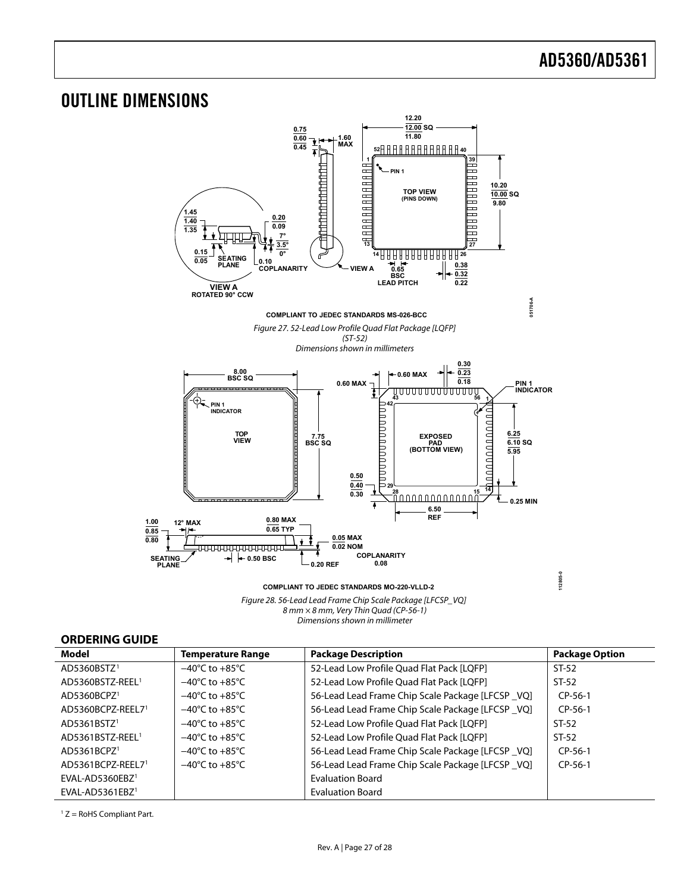# OUTLINE DIMENSIONS

COMPLIANT TO JEDEC STANDARDS MS-026-BCC

*Figure 27. 52-Lead Low Profile Quad Flat Package [LQFP] (ST-52) Dimensions shown in millimeters*

COMPLIANT TO JEDEC STANDARDS MO-220-VLLD-2

*Figure 28. 56-Lead Lead Frame Chip Scale Package [LFCSP_VQ] 8 mm × 8 mm, Very Thin Quad (CP-56-1) Dimensions shown in millimeter*

## ORDERING GUIDE

| Model | Temperature Range | Package Description | Package Option |
|---|---|---|---|
| AD5360BSTZ[1] | −40°C to +85°C | 52-Lead Low Profile Quad Flat Pack [LQFP] | ST-52 |
| AD5360BSTZ-REEL[1] | −40°C to +85°C | 52-Lead Low Profile Quad Flat Pack [LQFP] | ST-52 |
| AD5360BCPZ[1] | −40°C to +85°C | 56-Lead Lead Frame Chip Scale Package [LFCSP _VQ] | CP-56-1 |
| AD5360BCPZ-REEL7[1] | −40°C to +85°C | 56-Lead Lead Frame Chip Scale Package [LFCSP _VQ] | CP-56-1 |
| AD5361BSTZ[1] | −40°C to +85°C | 52-Lead Low Profile Quad Flat Pack [LQFP] | ST-52 |
| AD5361BSTZ-REEL[1] | −40°C to +85°C | 52-Lead Low Profile Quad Flat Pack [LQFP] | ST-52 |
| AD5361BCPZ[1] | −40°C to +85°C | 56-Lead Lead Frame Chip Scale Package [LFCSP _VQ] | CP-56-1 |
| AD5361BCPZ-REEL7[1] | −40°C to +85°C | 56-Lead Lead Frame Chip Scale Package [LFCSP _VQ] | CP-56-1 |
| EVAL-AD5360EBZ[1] | | Evaluation Board | |
| EVAL-AD5361EBZ[1] | | Evaluation Board | |

[1] Z = RoHS Compliant Part.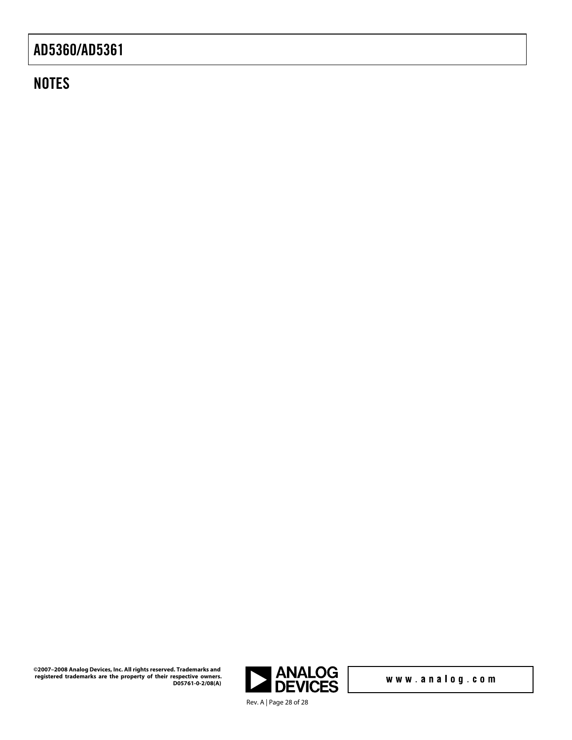## NOTES

©2007–2008 Analog Devices, Inc. All rights reserved. Trademarks and registered trademarks are the property of their respective owners. D05761-0-2/08(A)

www.analog.com